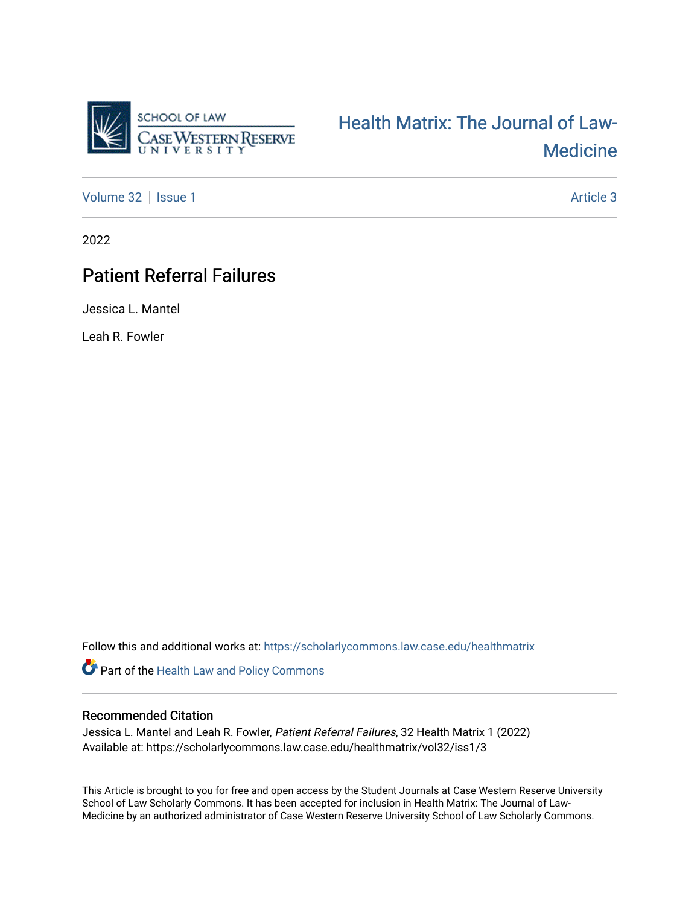SCHOOL OF LAW
CASE WESTERN RESERVE UNIVERSITY

Health Matrix: The Journal of Law-Medicine

Volume 32 | Issue 1 | Article 3

2022

# Patient Referral Failures

Jessica L. Mantel

Leah R. Fowler

Follow this and additional works at: https://scholarlycommons.law.case.edu/healthmatrix

Part of the Health Law and Policy Commons

## Recommended Citation

Jessica L. Mantel and Leah R. Fowler, *Patient Referral Failures*, 32 Health Matrix 1 (2022)
Available at: https://scholarlycommons.law.case.edu/healthmatrix/vol32/iss1/3

This Article is brought to you for free and open access by the Student Journals at Case Western Reserve University School of Law Scholarly Commons. It has been accepted for inclusion in Health Matrix: The Journal of Law-Medicine by an authorized administrator of Case Western Reserve University School of Law Scholarly Commons.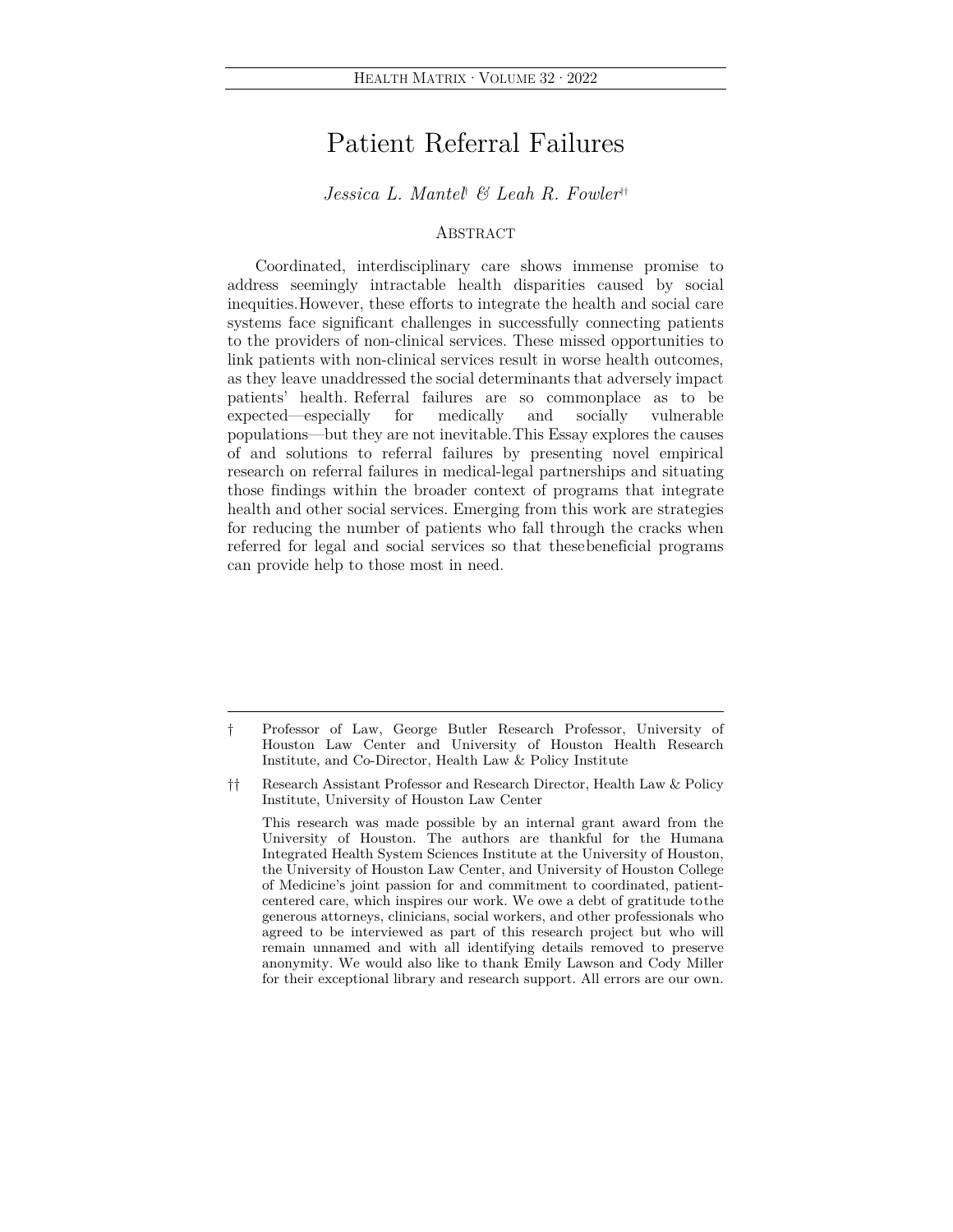# Patient Referral Failures

*Jessica L. Mantel*[†] *& Leah R. Fowler*[††]

## Abstract

Coordinated, interdisciplinary care shows immense promise to address seemingly intractable health disparities caused by social inequities. However, these efforts to integrate the health and social care systems face significant challenges in successfully connecting patients to the providers of non-clinical services. These missed opportunities to link patients with non-clinical services result in worse health outcomes, as they leave unaddressed the social determinants that adversely impact patients' health. Referral failures are so commonplace as to be expected—especially for medically and socially vulnerable populations—but they are not inevitable. This Essay explores the causes of and solutions to referral failures by presenting novel empirical research on referral failures in medical-legal partnerships and situating those findings within the broader context of programs that integrate health and other social services. Emerging from this work are strategies for reducing the number of patients who fall through the cracks when referred for legal and social services so that these beneficial programs can provide help to those most in need.

---

† Professor of Law, George Butler Research Professor, University of Houston Law Center and University of Houston Health Research Institute, and Co-Director, Health Law & Policy Institute

†† Research Assistant Professor and Research Director, Health Law & Policy Institute, University of Houston Law Center

This research was made possible by an internal grant award from the University of Houston. The authors are thankful for the Humana Integrated Health System Sciences Institute at the University of Houston, the University of Houston Law Center, and University of Houston College of Medicine's joint passion for and commitment to coordinated, patient-centered care, which inspires our work. We owe a debt of gratitude to the generous attorneys, clinicians, social workers, and other professionals who agreed to be interviewed as part of this research project but who will remain unnamed and with all identifying details removed to preserve anonymity. We would also like to thank Emily Lawson and Cody Miller for their exceptional library and research support. All errors are our own.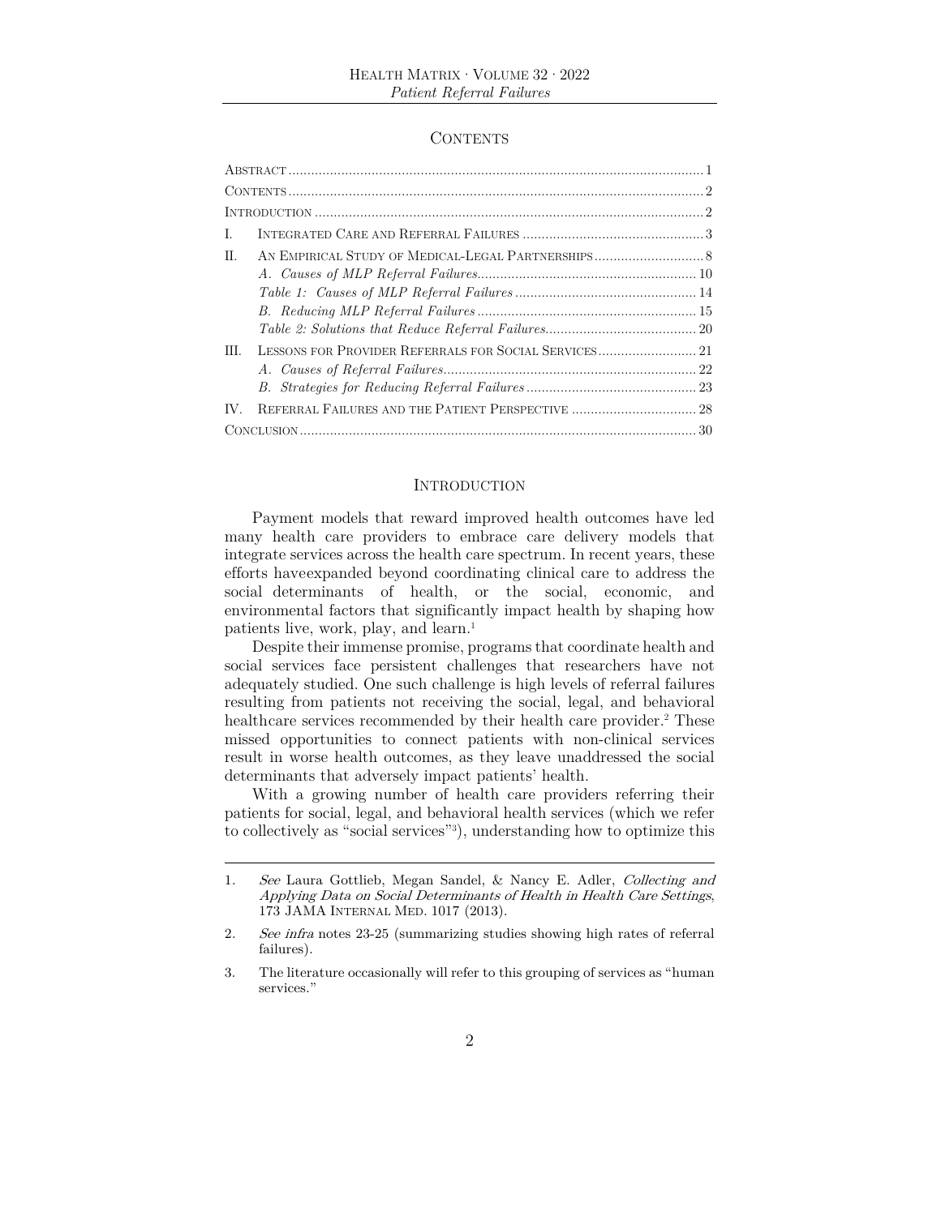## Contents

| | |
|---|---|
| Abstract | 1 |
| Contents | 2 |
| Introduction | 2 |
| I. Integrated Care and Referral Failures | 3 |
| II. An Empirical Study of Medical-Legal Partnerships | 8 |
| *A. Causes of MLP Referral Failures* | 10 |
| *Table 1: Causes of MLP Referral Failures* | 14 |
| *B. Reducing MLP Referral Failures* | 15 |
| *Table 2: Solutions that Reduce Referral Failures* | 20 |
| III. Lessons for Provider Referrals for Social Services | 21 |
| *A. Causes of Referral Failures* | 22 |
| *B. Strategies for Reducing Referral Failures* | 23 |
| IV. Referral Failures and the Patient Perspective | 28 |
| Conclusion | 30 |

## Introduction

Payment models that reward improved health outcomes have led many health care providers to embrace care delivery models that integrate services across the health care spectrum. In recent years, these efforts haveexpanded beyond coordinating clinical care to address the social determinants of health, or the social, economic, and environmental factors that significantly impact health by shaping how patients live, work, play, and learn.[1]

Despite their immense promise, programs that coordinate health and social services face persistent challenges that researchers have not adequately studied. One such challenge is high levels of referral failures resulting from patients not receiving the social, legal, and behavioral healthcare services recommended by their health care provider.[2] These missed opportunities to connect patients with non-clinical services result in worse health outcomes, as they leave unaddressed the social determinants that adversely impact patients' health.

With a growing number of health care providers referring their patients for social, legal, and behavioral health services (which we refer to collectively as "social services"[3]), understanding how to optimize this

---

1. *See* Laura Gottlieb, Megan Sandel, & Nancy E. Adler, *Collecting and Applying Data on Social Determinants of Health in Health Care Settings*, 173 JAMA Internal Med. 1017 (2013).

2. *See infra* notes 23-25 (summarizing studies showing high rates of referral failures).

3. The literature occasionally will refer to this grouping of services as "human services."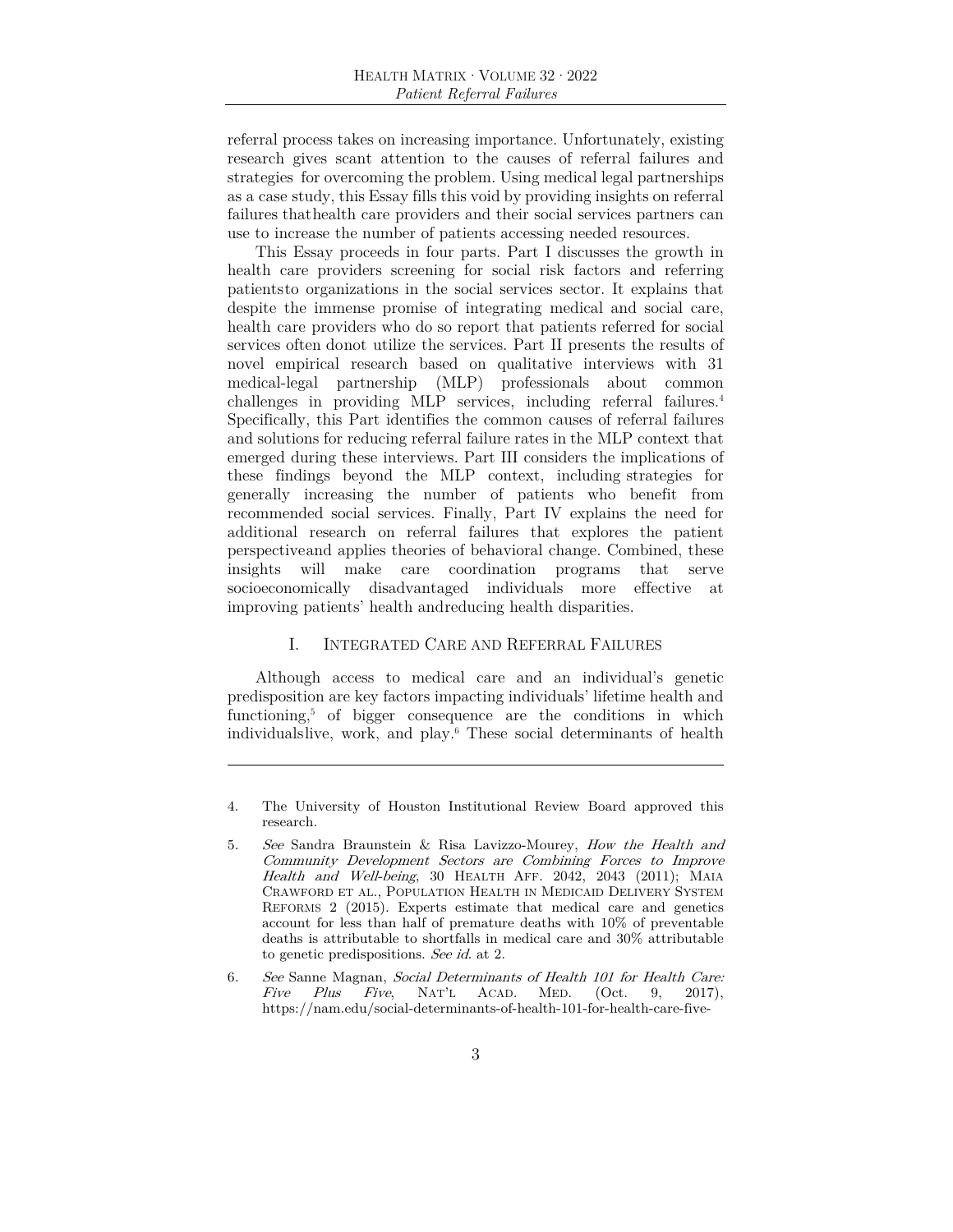referral process takes on increasing importance. Unfortunately, existing research gives scant attention to the causes of referral failures and strategies for overcoming the problem. Using medical legal partnerships as a case study, this Essay fills this void by providing insights on referral failures thathealth care providers and their social services partners can use to increase the number of patients accessing needed resources.

This Essay proceeds in four parts. Part I discusses the growth in health care providers screening for social risk factors and referring patientsto organizations in the social services sector. It explains that despite the immense promise of integrating medical and social care, health care providers who do so report that patients referred for social services often donot utilize the services. Part II presents the results of novel empirical research based on qualitative interviews with 31 medical-legal partnership (MLP) professionals about common challenges in providing MLP services, including referral failures.[4] Specifically, this Part identifies the common causes of referral failures and solutions for reducing referral failure rates in the MLP context that emerged during these interviews. Part III considers the implications of these findings beyond the MLP context, including strategies for generally increasing the number of patients who benefit from recommended social services. Finally, Part IV explains the need for additional research on referral failures that explores the patient perspectiveand applies theories of behavioral change. Combined, these insights will make care coordination programs that serve socioeconomically disadvantaged individuals more effective at improving patients' health andreducing health disparities.

## I. Integrated Care and Referral Failures

Although access to medical care and an individual's genetic predisposition are key factors impacting individuals' lifetime health and functioning,[5] of bigger consequence are the conditions in which individualslive, work, and play.[6] These social determinants of health

---

4. The University of Houston Institutional Review Board approved this research.

5. *See* Sandra Braunstein & Risa Lavizzo-Mourey, *How the Health and Community Development Sectors are Combining Forces to Improve Health and Well-being*, 30 Health Aff. 2042, 2043 (2011); Maia Crawford et al., Population Health in Medicaid Delivery System Reforms 2 (2015). Experts estimate that medical care and genetics account for less than half of premature deaths with 10% of preventable deaths is attributable to shortfalls in medical care and 30% attributable to genetic predispositions. *See id.* at 2.

6. *See* Sanne Magnan, *Social Determinants of Health 101 for Health Care: Five Plus Five*, Nat'l Acad. Med. (Oct. 9, 2017), https://nam.edu/social-determinants-of-health-101-for-health-care-five-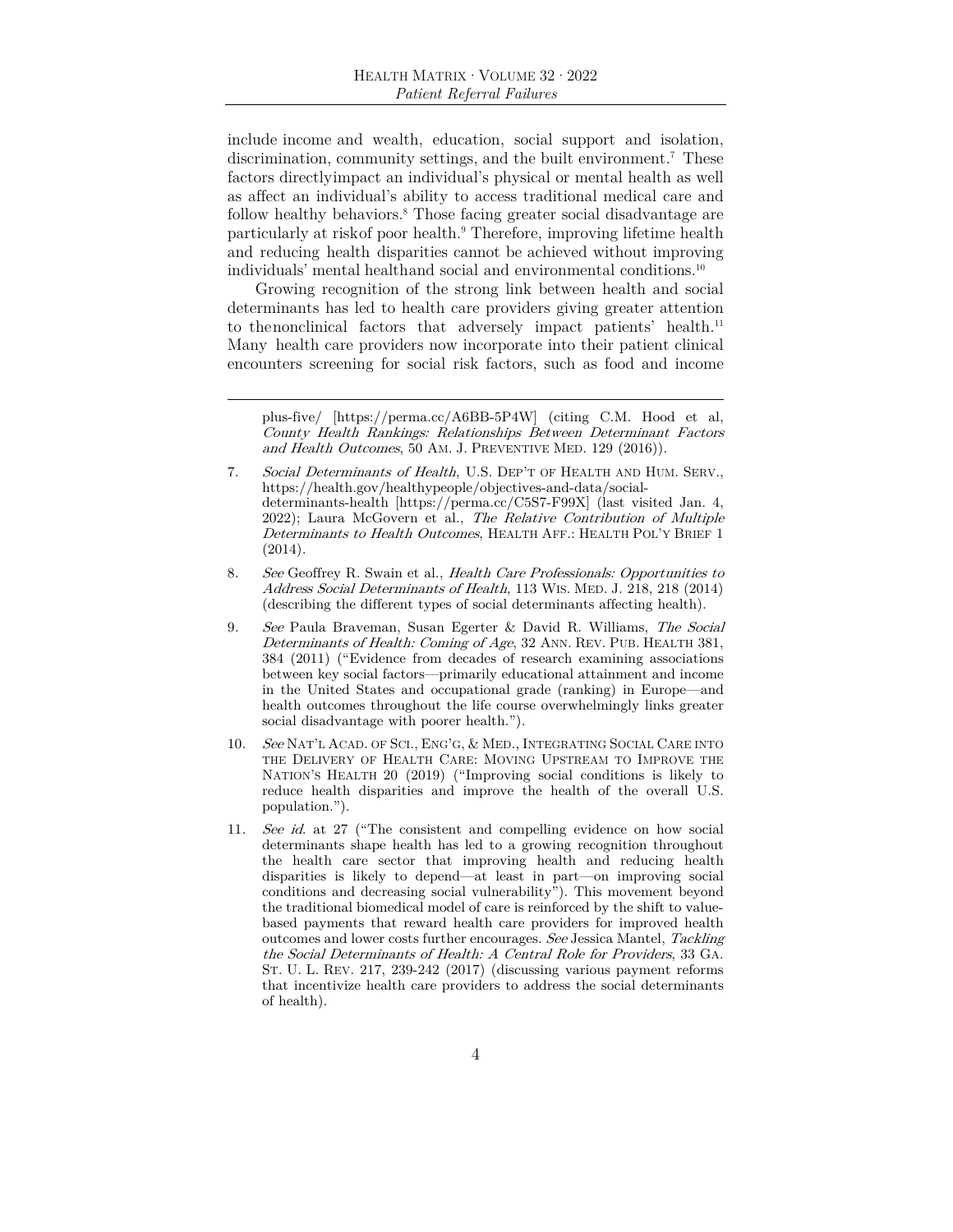include income and wealth, education, social support and isolation, discrimination, community settings, and the built environment.[7] These factors directlyimpact an individual's physical or mental health as well as affect an individual's ability to access traditional medical care and follow healthy behaviors.[8] Those facing greater social disadvantage are particularly at riskof poor health.[9] Therefore, improving lifetime health and reducing health disparities cannot be achieved without improving individuals' mental healthand social and environmental conditions.[10]

Growing recognition of the strong link between health and social determinants has led to health care providers giving greater attention to thenonclinical factors that adversely impact patients' health.[11] Many health care providers now incorporate into their patient clinical encounters screening for social risk factors, such as food and income

---

plus-five/ [https://perma.cc/A6BB-5P4W] (citing C.M. Hood et al, *County Health Rankings: Relationships Between Determinant Factors and Health Outcomes*, 50 AM. J. PREVENTIVE MED. 129 (2016)).

7. *Social Determinants of Health*, U.S. DEP'T OF HEALTH AND HUM. SERV., https://health.gov/healthypeople/objectives-and-data/social-determinants-health [https://perma.cc/C5S7-F99X] (last visited Jan. 4, 2022); Laura McGovern et al., *The Relative Contribution of Multiple Determinants to Health Outcomes*, HEALTH AFF.: HEALTH POL'Y BRIEF 1 (2014).

8. *See* Geoffrey R. Swain et al., *Health Care Professionals: Opportunities to Address Social Determinants of Health*, 113 WIS. MED. J. 218, 218 (2014) (describing the different types of social determinants affecting health).

9. *See* Paula Braveman, Susan Egerter & David R. Williams, *The Social Determinants of Health: Coming of Age*, 32 ANN. REV. PUB. HEALTH 381, 384 (2011) ("Evidence from decades of research examining associations between key social factors—primarily educational attainment and income in the United States and occupational grade (ranking) in Europe—and health outcomes throughout the life course overwhelmingly links greater social disadvantage with poorer health.").

10. *See* NAT'L ACAD. OF SCI., ENG'G, & MED., INTEGRATING SOCIAL CARE INTO THE DELIVERY OF HEALTH CARE: MOVING UPSTREAM TO IMPROVE THE NATION'S HEALTH 20 (2019) ("Improving social conditions is likely to reduce health disparities and improve the health of the overall U.S. population.").

11. *See id.* at 27 ("The consistent and compelling evidence on how social determinants shape health has led to a growing recognition throughout the health care sector that improving health and reducing health disparities is likely to depend—at least in part—on improving social conditions and decreasing social vulnerability"). This movement beyond the traditional biomedical model of care is reinforced by the shift to value-based payments that reward health care providers for improved health outcomes and lower costs further encourages. *See* Jessica Mantel, *Tackling the Social Determinants of Health: A Central Role for Providers*, 33 GA. ST. U. L. REV. 217, 239-242 (2017) (discussing various payment reforms that incentivize health care providers to address the social determinants of health).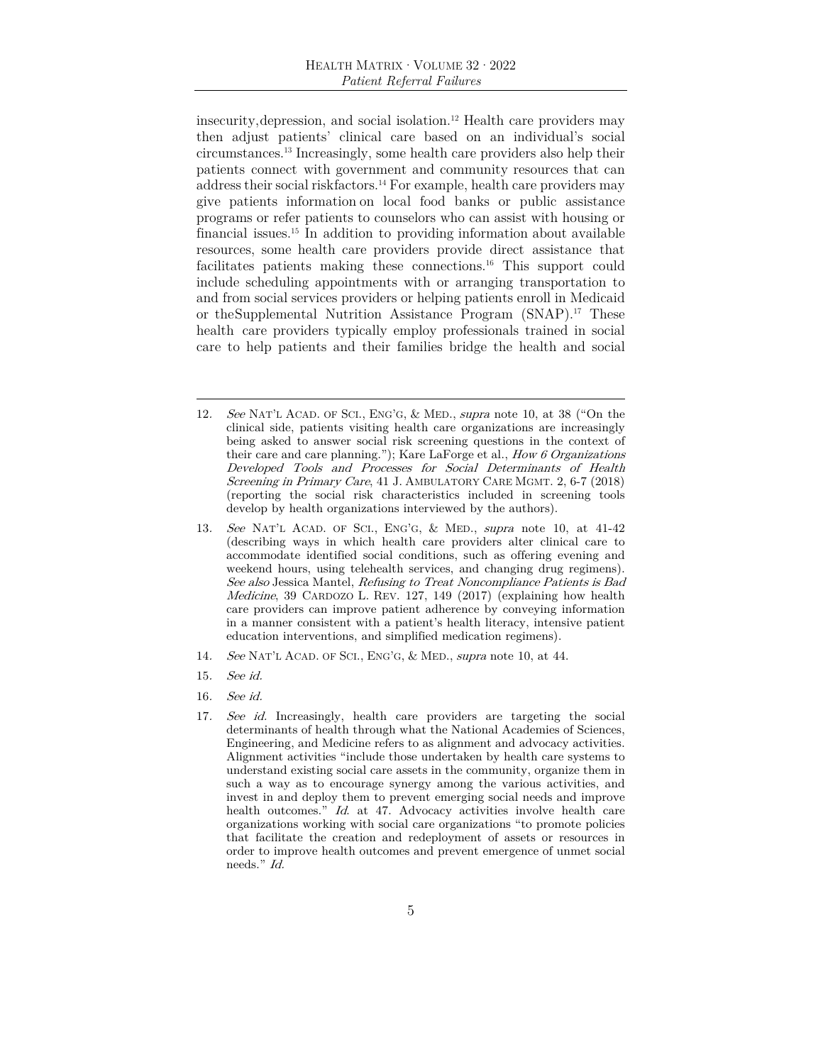insecurity,depression, and social isolation.[12] Health care providers may then adjust patients' clinical care based on an individual's social circumstances.[13] Increasingly, some health care providers also help their patients connect with government and community resources that can address their social riskfactors.[14] For example, health care providers may give patients information on local food banks or public assistance programs or refer patients to counselors who can assist with housing or financial issues.[15] In addition to providing information about available resources, some health care providers provide direct assistance that facilitates patients making these connections.[16] This support could include scheduling appointments with or arranging transportation to and from social services providers or helping patients enroll in Medicaid or theSupplemental Nutrition Assistance Program (SNAP).[17] These health care providers typically employ professionals trained in social care to help patients and their families bridge the health and social

---

12. *See* NAT'L ACAD. OF SCI., ENG'G, & MED., *supra* note 10, at 38 ("On the clinical side, patients visiting health care organizations are increasingly being asked to answer social risk screening questions in the context of their care and care planning."); Kare LaForge et al., *How 6 Organizations Developed Tools and Processes for Social Determinants of Health Screening in Primary Care*, 41 J. AMBULATORY CARE MGMT. 2, 6-7 (2018) (reporting the social risk characteristics included in screening tools develop by health organizations interviewed by the authors).

13. *See* NAT'L ACAD. OF SCI., ENG'G, & MED., *supra* note 10, at 41-42 (describing ways in which health care providers alter clinical care to accommodate identified social conditions, such as offering evening and weekend hours, using telehealth services, and changing drug regimens). *See also* Jessica Mantel, *Refusing to Treat Noncompliance Patients is Bad Medicine*, 39 CARDOZO L. REV. 127, 149 (2017) (explaining how health care providers can improve patient adherence by conveying information in a manner consistent with a patient's health literacy, intensive patient education interventions, and simplified medication regimens).

14. *See* NAT'L ACAD. OF SCI., ENG'G, & MED., *supra* note 10, at 44.

15. *See id.*

16. *See id.*

17. *See id.* Increasingly, health care providers are targeting the social determinants of health through what the National Academies of Sciences, Engineering, and Medicine refers to as alignment and advocacy activities. Alignment activities "include those undertaken by health care systems to understand existing social care assets in the community, organize them in such a way as to encourage synergy among the various activities, and invest in and deploy them to prevent emerging social needs and improve health outcomes." *Id.* at 47. Advocacy activities involve health care organizations working with social care organizations "to promote policies that facilitate the creation and redeployment of assets or resources in order to improve health outcomes and prevent emergence of unmet social needs." *Id.*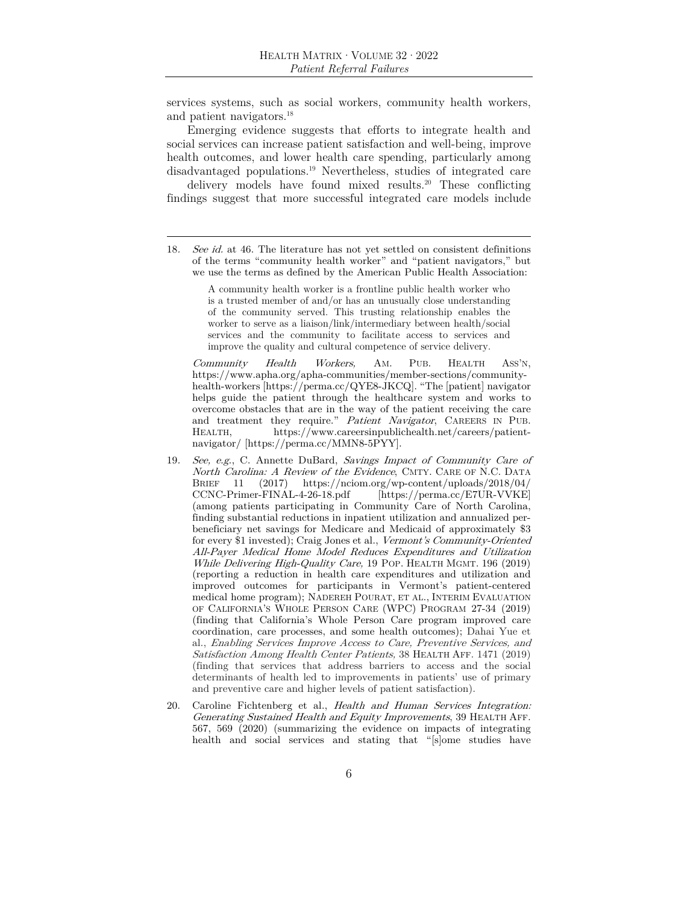services systems, such as social workers, community health workers, and patient navigators.[18]

Emerging evidence suggests that efforts to integrate health and social services can increase patient satisfaction and well-being, improve health outcomes, and lower health care spending, particularly among disadvantaged populations.[19] Nevertheless, studies of integrated care delivery models have found mixed results.[20] These conflicting findings suggest that more successful integrated care models include

---

18. *See id.* at 46. The literature has not yet settled on consistent definitions of the terms "community health worker" and "patient navigators," but we use the terms as defined by the American Public Health Association:

    > A community health worker is a frontline public health worker who is a trusted member of and/or has an unusually close understanding of the community served. This trusting relationship enables the worker to serve as a liaison/link/intermediary between health/social services and the community to facilitate access to services and improve the quality and cultural competence of service delivery.

    *Community Health Workers,* AM. PUB. HEALTH ASS'N, https://www.apha.org/apha-communities/member-sections/community-health-workers [https://perma.cc/QYE8-JKCQ]. "The [patient] navigator helps guide the patient through the healthcare system and works to overcome obstacles that are in the way of the patient receiving the care and treatment they require." *Patient Navigator*, CAREERS IN PUB. HEALTH, https://www.careersinpublichealth.net/careers/patient-navigator/ [https://perma.cc/MMN8-5PYY].

19. *See, e.g.*, C. Annette DuBard, *Savings Impact of Community Care of North Carolina: A Review of the Evidence*, CMTY. CARE OF N.C. DATA BRIEF 11 (2017) https://nciom.org/wp-content/uploads/2018/04/CCNC-Primer-FINAL-4-26-18.pdf [https://perma.cc/E7UR-VVKE] (among patients participating in Community Care of North Carolina, finding substantial reductions in inpatient utilization and annualized per-beneficiary net savings for Medicare and Medicaid of approximately $3 for every $1 invested); Craig Jones et al., *Vermont's Community-Oriented All-Payer Medical Home Model Reduces Expenditures and Utilization While Delivering High-Quality Care,* 19 POP. HEALTH MGMT. 196 (2019) (reporting a reduction in health care expenditures and utilization and improved outcomes for participants in Vermont's patient-centered medical home program); NADEREH POURAT, ET AL., INTERIM EVALUATION OF CALIFORNIA'S WHOLE PERSON CARE (WPC) PROGRAM 27-34 (2019) (finding that California's Whole Person Care program improved care coordination, care processes, and some health outcomes); Dahai Yue et al., *Enabling Services Improve Access to Care, Preventive Services, and Satisfaction Among Health Center Patients,* 38 HEALTH AFF. 1471 (2019) (finding that services that address barriers to access and the social determinants of health led to improvements in patients' use of primary and preventive care and higher levels of patient satisfaction).

20. Caroline Fichtenberg et al., *Health and Human Services Integration: Generating Sustained Health and Equity Improvements*, 39 HEALTH AFF. 567, 569 (2020) (summarizing the evidence on impacts of integrating health and social services and stating that "[s]ome studies have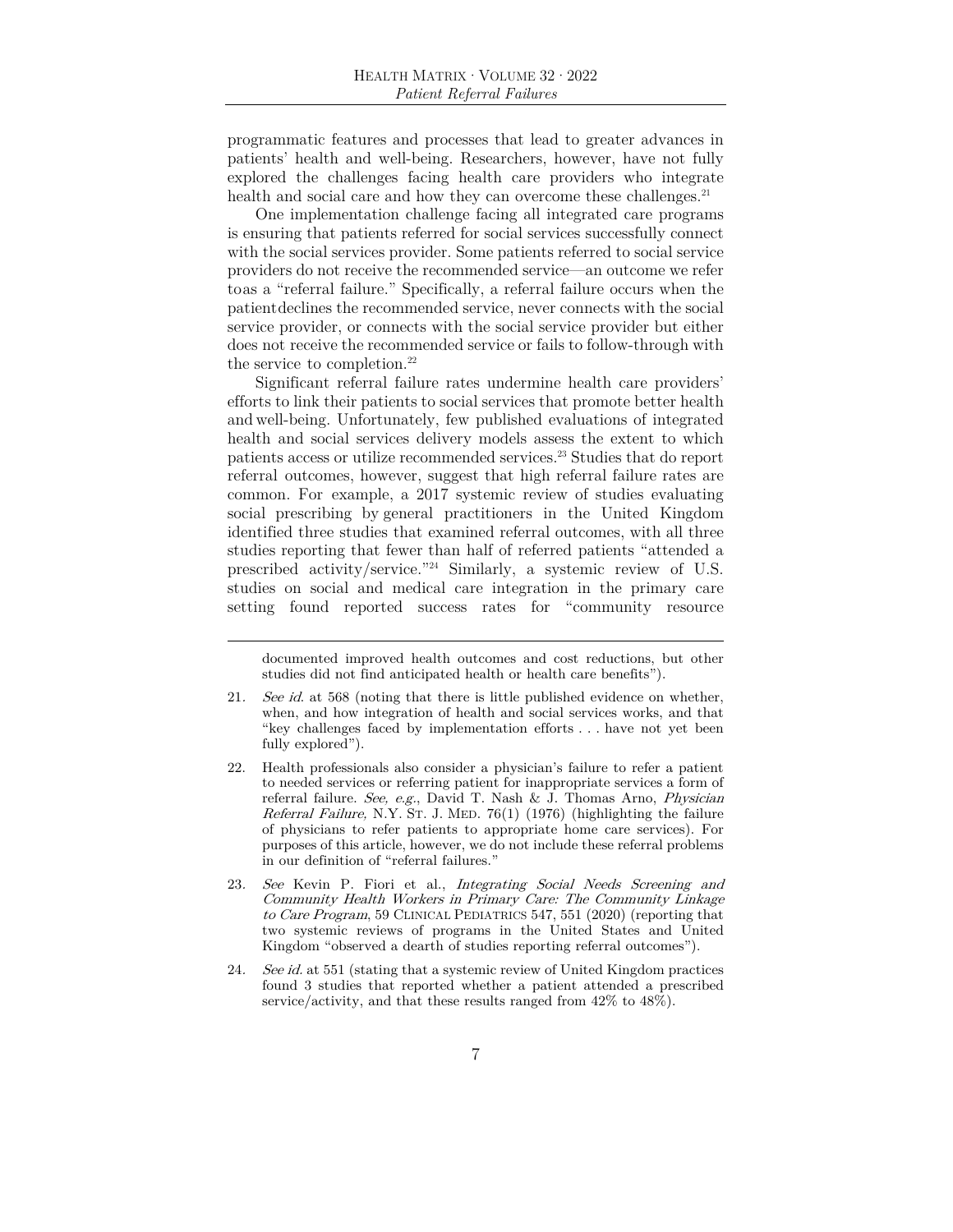programmatic features and processes that lead to greater advances in patients' health and well-being. Researchers, however, have not fully explored the challenges facing health care providers who integrate health and social care and how they can overcome these challenges.[21]

One implementation challenge facing all integrated care programs is ensuring that patients referred for social services successfully connect with the social services provider. Some patients referred to social service providers do not receive the recommended service—an outcome we refer toas a "referral failure." Specifically, a referral failure occurs when the patientdeclines the recommended service, never connects with the social service provider, or connects with the social service provider but either does not receive the recommended service or fails to follow-through with the service to completion.[22]

Significant referral failure rates undermine health care providers' efforts to link their patients to social services that promote better health and well-being. Unfortunately, few published evaluations of integrated health and social services delivery models assess the extent to which patients access or utilize recommended services.[23] Studies that do report referral outcomes, however, suggest that high referral failure rates are common. For example, a 2017 systemic review of studies evaluating social prescribing by general practitioners in the United Kingdom identified three studies that examined referral outcomes, with all three studies reporting that fewer than half of referred patients "attended a prescribed activity/service."[24] Similarly, a systemic review of U.S. studies on social and medical care integration in the primary care setting found reported success rates for "community resource

---

documented improved health outcomes and cost reductions, but other studies did not find anticipated health or health care benefits").

21. *See id.* at 568 (noting that there is little published evidence on whether, when, and how integration of health and social services works, and that "key challenges faced by implementation efforts . . . have not yet been fully explored").

22. Health professionals also consider a physician's failure to refer a patient to needed services or referring patient for inappropriate services a form of referral failure. *See, e.g.*, David T. Nash & J. Thomas Arno, *Physician Referral Failure,* N.Y. ST. J. MED. 76(1) (1976) (highlighting the failure of physicians to refer patients to appropriate home care services). For purposes of this article, however, we do not include these referral problems in our definition of "referral failures."

23. *See* Kevin P. Fiori et al., *Integrating Social Needs Screening and Community Health Workers in Primary Care: The Community Linkage to Care Program*, 59 CLINICAL PEDIATRICS 547, 551 (2020) (reporting that two systemic reviews of programs in the United States and United Kingdom "observed a dearth of studies reporting referral outcomes").

24. *See id.* at 551 (stating that a systemic review of United Kingdom practices found 3 studies that reported whether a patient attended a prescribed service/activity, and that these results ranged from 42% to 48%).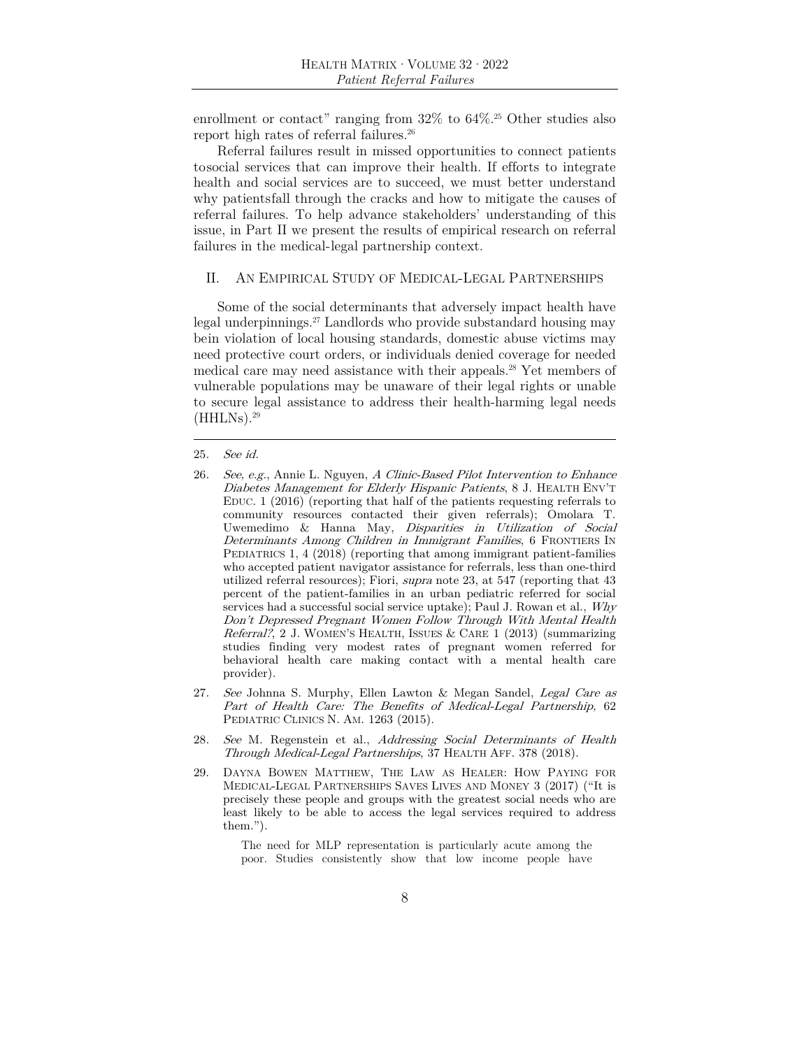enrollment or contact" ranging from 32% to 64%.[25] Other studies also report high rates of referral failures.[26]

Referral failures result in missed opportunities to connect patients tosocial services that can improve their health. If efforts to integrate health and social services are to succeed, we must better understand why patientsfall through the cracks and how to mitigate the causes of referral failures. To help advance stakeholders' understanding of this issue, in Part II we present the results of empirical research on referral failures in the medical-legal partnership context.

## II. An Empirical Study of Medical-Legal Partnerships

Some of the social determinants that adversely impact health have legal underpinnings.[27] Landlords who provide substandard housing may bein violation of local housing standards, domestic abuse victims may need protective court orders, or individuals denied coverage for needed medical care may need assistance with their appeals.[28] Yet members of vulnerable populations may be unaware of their legal rights or unable to secure legal assistance to address their health-harming legal needs (HHLNs).[29]

---

25. *See id.*

26. *See, e.g.*, Annie L. Nguyen, *A Clinic-Based Pilot Intervention to Enhance Diabetes Management for Elderly Hispanic Patients*, 8 J. Health Env't Educ. 1 (2016) (reporting that half of the patients requesting referrals to community resources contacted their given referrals); Omolara T. Uwemedimo & Hanna May, *Disparities in Utilization of Social Determinants Among Children in Immigrant Families*, 6 Frontiers In Pediatrics 1, 4 (2018) (reporting that among immigrant patient-families who accepted patient navigator assistance for referrals, less than one-third utilized referral resources); Fiori, *supra* note 23, at 547 (reporting that 43 percent of the patient-families in an urban pediatric referred for social services had a successful social service uptake); Paul J. Rowan et al., *Why Don't Depressed Pregnant Women Follow Through With Mental Health Referral?*, 2 J. Women's Health, Issues & Care 1 (2013) (summarizing studies finding very modest rates of pregnant women referred for behavioral health care making contact with a mental health care provider).

27. *See* Johnna S. Murphy, Ellen Lawton & Megan Sandel, *Legal Care as Part of Health Care: The Benefits of Medical-Legal Partnership,* 62 Pediatric Clinics N. Am. 1263 (2015).

28. *See* M. Regenstein et al., *Addressing Social Determinants of Health Through Medical-Legal Partnerships*, 37 Health Aff. 378 (2018).

29. Dayna Bowen Matthew, The Law as Healer: How Paying for Medical-Legal Partnerships Saves Lives and Money 3 (2017) ("It is precisely these people and groups with the greatest social needs who are least likely to be able to access the legal services required to address them.").

> The need for MLP representation is particularly acute among the poor. Studies consistently show that low income people have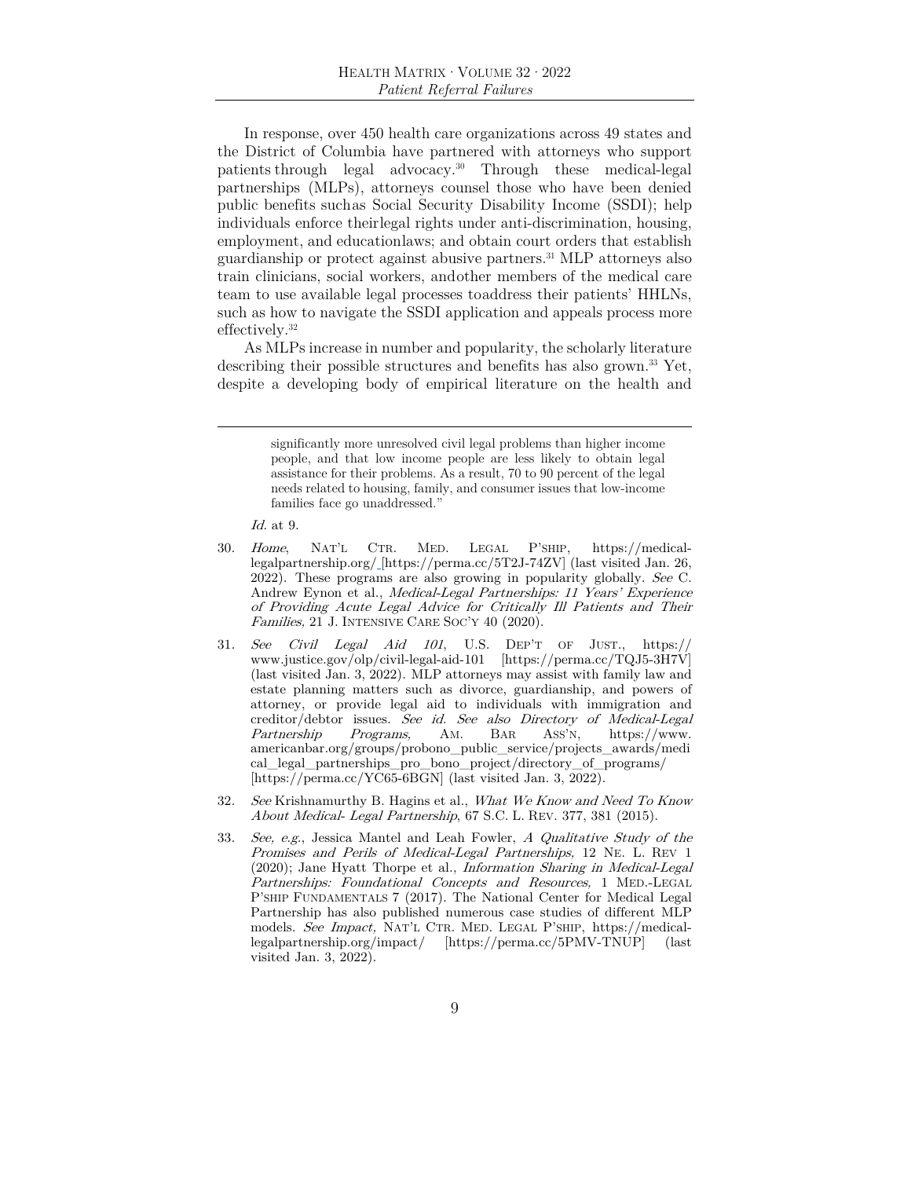In response, over 450 health care organizations across 49 states and the District of Columbia have partnered with attorneys who support patients through legal advocacy.[30] Through these medical-legal partnerships (MLPs), attorneys counsel those who have been denied public benefits suchas Social Security Disability Income (SSDI); help individuals enforce theirlegal rights under anti-discrimination, housing, employment, and educationlaws; and obtain court orders that establish guardianship or protect against abusive partners.[31] MLP attorneys also train clinicians, social workers, andother members of the medical care team to use available legal processes toaddress their patients' HHLNs, such as how to navigate the SSDI application and appeals process more effectively.[32]

As MLPs increase in number and popularity, the scholarly literature describing their possible structures and benefits has also grown.[33] Yet, despite a developing body of empirical literature on the health and

---

> significantly more unresolved civil legal problems than higher income people, and that low income people are less likely to obtain legal assistance for their problems. As a result, 70 to 90 percent of the legal needs related to housing, family, and consumer issues that low-income families face go unaddressed."

*Id.* at 9.

30. *Home*, NAT'L CTR. MED. LEGAL P'SHIP, https://medical-legalpartnership.org/ [https://perma.cc/5T2J-74ZV] (last visited Jan. 26, 2022). These programs are also growing in popularity globally. *See* C. Andrew Eynon et al., *Medical-Legal Partnerships: 11 Years' Experience of Providing Acute Legal Advice for Critically Ill Patients and Their Families,* 21 J. INTENSIVE CARE SOC'Y 40 (2020).

31. *See Civil Legal Aid 101*, U.S. DEP'T OF JUST., https://www.justice.gov/olp/civil-legal-aid-101 [https://perma.cc/TQJ5-3H7V] (last visited Jan. 3, 2022). MLP attorneys may assist with family law and estate planning matters such as divorce, guardianship, and powers of attorney, or provide legal aid to individuals with immigration and creditor/debtor issues. *See id. See also Directory of Medical-Legal Partnership Programs,* AM. BAR ASS'N, https://www.americanbar.org/groups/probono_public_service/projects_awards/medical_legal_partnerships_pro_bono_project/directory_of_programs/ [https://perma.cc/YC65-6BGN] (last visited Jan. 3, 2022).

32. *See* Krishnamurthy B. Hagins et al., *What We Know and Need To Know About Medical- Legal Partnership*, 67 S.C. L. REV. 377, 381 (2015).

33. *See, e.g.*, Jessica Mantel and Leah Fowler, *A Qualitative Study of the Promises and Perils of Medical-Legal Partnerships,* 12 NE. L. REV 1 (2020); Jane Hyatt Thorpe et al., *Information Sharing in Medical-Legal Partnerships: Foundational Concepts and Resources,* 1 MED.-LEGAL P'SHIP FUNDAMENTALS 7 (2017). The National Center for Medical Legal Partnership has also published numerous case studies of different MLP models. *See Impact,* NAT'L CTR. MED. LEGAL P'SHIP, https://medical-legalpartnership.org/impact/ [https://perma.cc/5PMV-TNUP] (last visited Jan. 3, 2022).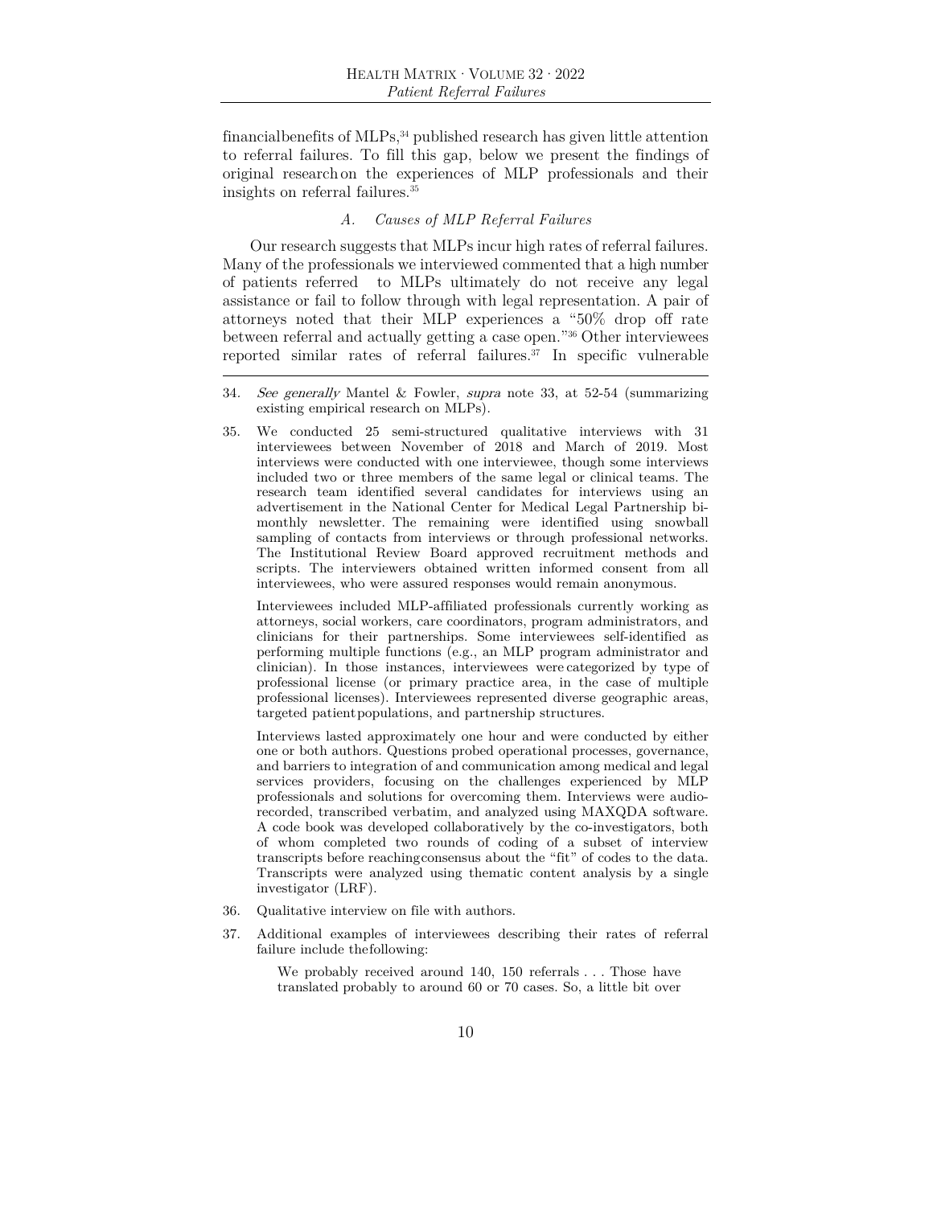financialbenefits of MLPs,[34] published research has given little attention to referral failures. To fill this gap, below we present the findings of original research on the experiences of MLP professionals and their insights on referral failures.[35]

### *A. Causes of MLP Referral Failures*

Our research suggests that MLPs incur high rates of referral failures. Many of the professionals we interviewed commented that a high number of patients referred to MLPs ultimately do not receive any legal assistance or fail to follow through with legal representation. A pair of attorneys noted that their MLP experiences a "50% drop off rate between referral and actually getting a case open."[36] Other interviewees reported similar rates of referral failures.[37] In specific vulnerable

---

34. *See generally* Mantel & Fowler, *supra* note 33, at 52-54 (summarizing existing empirical research on MLPs).

35. We conducted 25 semi-structured qualitative interviews with 31 interviewees between November of 2018 and March of 2019. Most interviews were conducted with one interviewee, though some interviews included two or three members of the same legal or clinical teams. The research team identified several candidates for interviews using an advertisement in the National Center for Medical Legal Partnership bi-monthly newsletter. The remaining were identified using snowball sampling of contacts from interviews or through professional networks. The Institutional Review Board approved recruitment methods and scripts. The interviewers obtained written informed consent from all interviewees, who were assured responses would remain anonymous.

    Interviewees included MLP-affiliated professionals currently working as attorneys, social workers, care coordinators, program administrators, and clinicians for their partnerships. Some interviewees self-identified as performing multiple functions (e.g., an MLP program administrator and clinician). In those instances, interviewees were categorized by type of professional license (or primary practice area, in the case of multiple professional licenses). Interviewees represented diverse geographic areas, targeted patient populations, and partnership structures.

    Interviews lasted approximately one hour and were conducted by either one or both authors. Questions probed operational processes, governance, and barriers to integration of and communication among medical and legal services providers, focusing on the challenges experienced by MLP professionals and solutions for overcoming them. Interviews were audio-recorded, transcribed verbatim, and analyzed using MAXQDA software. A code book was developed collaboratively by the co-investigators, both of whom completed two rounds of coding of a subset of interview transcripts before reaching consensus about the "fit" of codes to the data. Transcripts were analyzed using thematic content analysis by a single investigator (LRF).

36. Qualitative interview on file with authors.

37. Additional examples of interviewees describing their rates of referral failure include the following:

    > We probably received around 140, 150 referrals . . . Those have translated probably to around 60 or 70 cases. So, a little bit over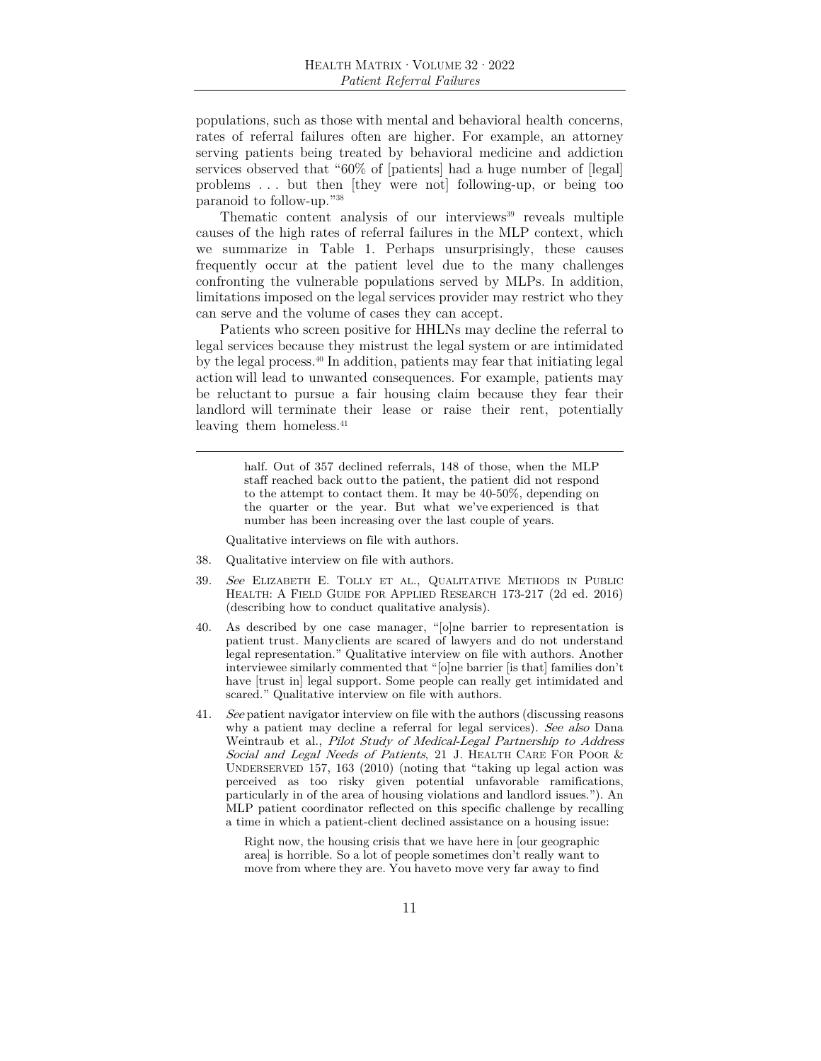populations, such as those with mental and behavioral health concerns, rates of referral failures often are higher. For example, an attorney serving patients being treated by behavioral medicine and addiction services observed that "60% of [patients] had a huge number of [legal] problems . . . but then [they were not] following-up, or being too paranoid to follow-up."[38]

Thematic content analysis of our interviews[39] reveals multiple causes of the high rates of referral failures in the MLP context, which we summarize in Table 1. Perhaps unsurprisingly, these causes frequently occur at the patient level due to the many challenges confronting the vulnerable populations served by MLPs. In addition, limitations imposed on the legal services provider may restrict who they can serve and the volume of cases they can accept.

Patients who screen positive for HHLNs may decline the referral to legal services because they mistrust the legal system or are intimidated by the legal process.[40] In addition, patients may fear that initiating legal action will lead to unwanted consequences. For example, patients may be reluctant to pursue a fair housing claim because they fear their landlord will terminate their lease or raise their rent, potentially leaving them homeless.[41]

---

> half. Out of 357 declined referrals, 148 of those, when the MLP staff reached back out to the patient, the patient did not respond to the attempt to contact them. It may be 40-50%, depending on the quarter or the year. But what we've experienced is that number has been increasing over the last couple of years.

Qualitative interviews on file with authors.

38. Qualitative interview on file with authors.

39. *See* Elizabeth E. Tolly et al., Qualitative Methods in Public Health: A Field Guide for Applied Research 173-217 (2d ed. 2016) (describing how to conduct qualitative analysis).

40. As described by one case manager, "[o]ne barrier to representation is patient trust. Many clients are scared of lawyers and do not understand legal representation." Qualitative interview on file with authors. Another interviewee similarly commented that "[o]ne barrier [is that] families don't have [trust in] legal support. Some people can really get intimidated and scared." Qualitative interview on file with authors.

41. *See* patient navigator interview on file with the authors (discussing reasons why a patient may decline a referral for legal services). *See also* Dana Weintraub et al., *Pilot Study of Medical-Legal Partnership to Address Social and Legal Needs of Patients*, 21 J. Health Care For Poor & Underserved 157, 163 (2010) (noting that "taking up legal action was perceived as too risky given potential unfavorable ramifications, particularly in of the area of housing violations and landlord issues."). An MLP patient coordinator reflected on this specific challenge by recalling a time in which a patient-client declined assistance on a housing issue:

> Right now, the housing crisis that we have here in [our geographic area] is horrible. So a lot of people sometimes don't really want to move from where they are. You have to move very far away to find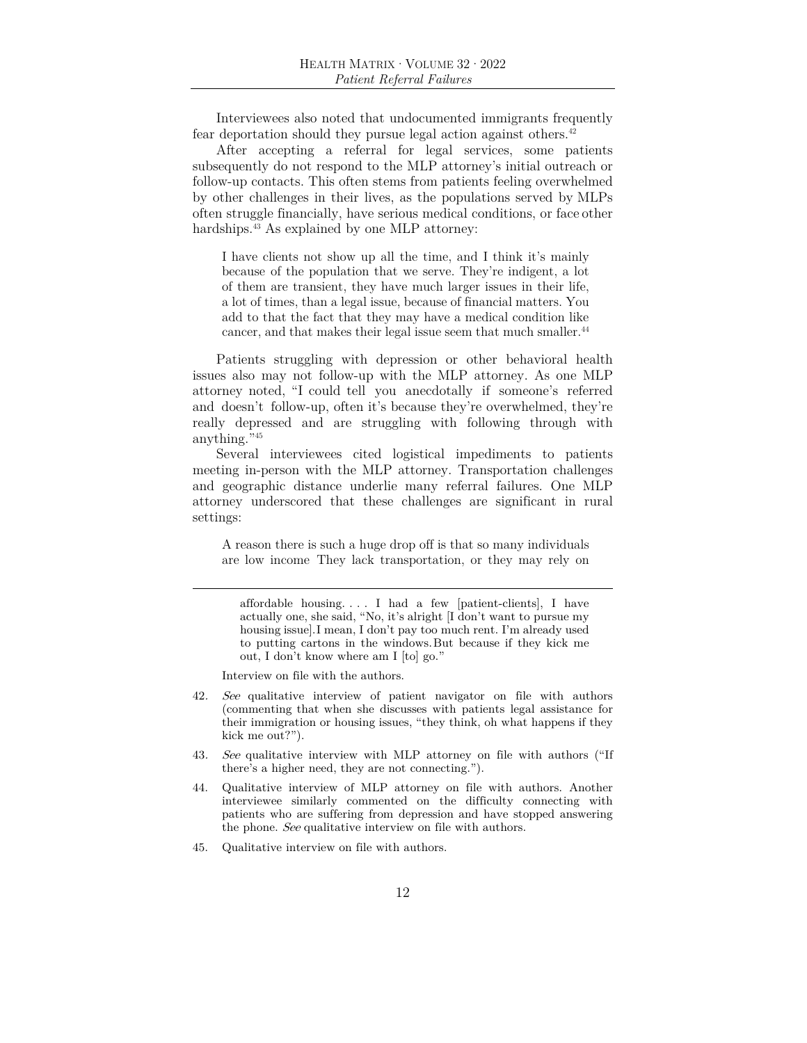Interviewees also noted that undocumented immigrants frequently fear deportation should they pursue legal action against others.[42]

After accepting a referral for legal services, some patients subsequently do not respond to the MLP attorney's initial outreach or follow-up contacts. This often stems from patients feeling overwhelmed by other challenges in their lives, as the populations served by MLPs often struggle financially, have serious medical conditions, or face other hardships.[43] As explained by one MLP attorney:

> I have clients not show up all the time, and I think it's mainly because of the population that we serve. They're indigent, a lot of them are transient, they have much larger issues in their life, a lot of times, than a legal issue, because of financial matters. You add to that the fact that they may have a medical condition like cancer, and that makes their legal issue seem that much smaller.[44]

Patients struggling with depression or other behavioral health issues also may not follow-up with the MLP attorney. As one MLP attorney noted, "I could tell you anecdotally if someone's referred and doesn't follow-up, often it's because they're overwhelmed, they're really depressed and are struggling with following through with anything."[45]

Several interviewees cited logistical impediments to patients meeting in-person with the MLP attorney. Transportation challenges and geographic distance underlie many referral failures. One MLP attorney underscored that these challenges are significant in rural settings:

> A reason there is such a huge drop off is that so many individuals are low income They lack transportation, or they may rely on

---

> affordable housing. . . . I had a few [patient-clients], I have actually one, she said, "No, it's alright [I don't want to pursue my housing issue].I mean, I don't pay too much rent. I'm already used to putting cartons in the windows.But because if they kick me out, I don't know where am I [to] go."

Interview on file with the authors.

42. *See* qualitative interview of patient navigator on file with authors (commenting that when she discusses with patients legal assistance for their immigration or housing issues, "they think, oh what happens if they kick me out?").

43. *See* qualitative interview with MLP attorney on file with authors ("If there's a higher need, they are not connecting.").

44. Qualitative interview of MLP attorney on file with authors. Another interviewee similarly commented on the difficulty connecting with patients who are suffering from depression and have stopped answering the phone. *See* qualitative interview on file with authors.

45. Qualitative interview on file with authors.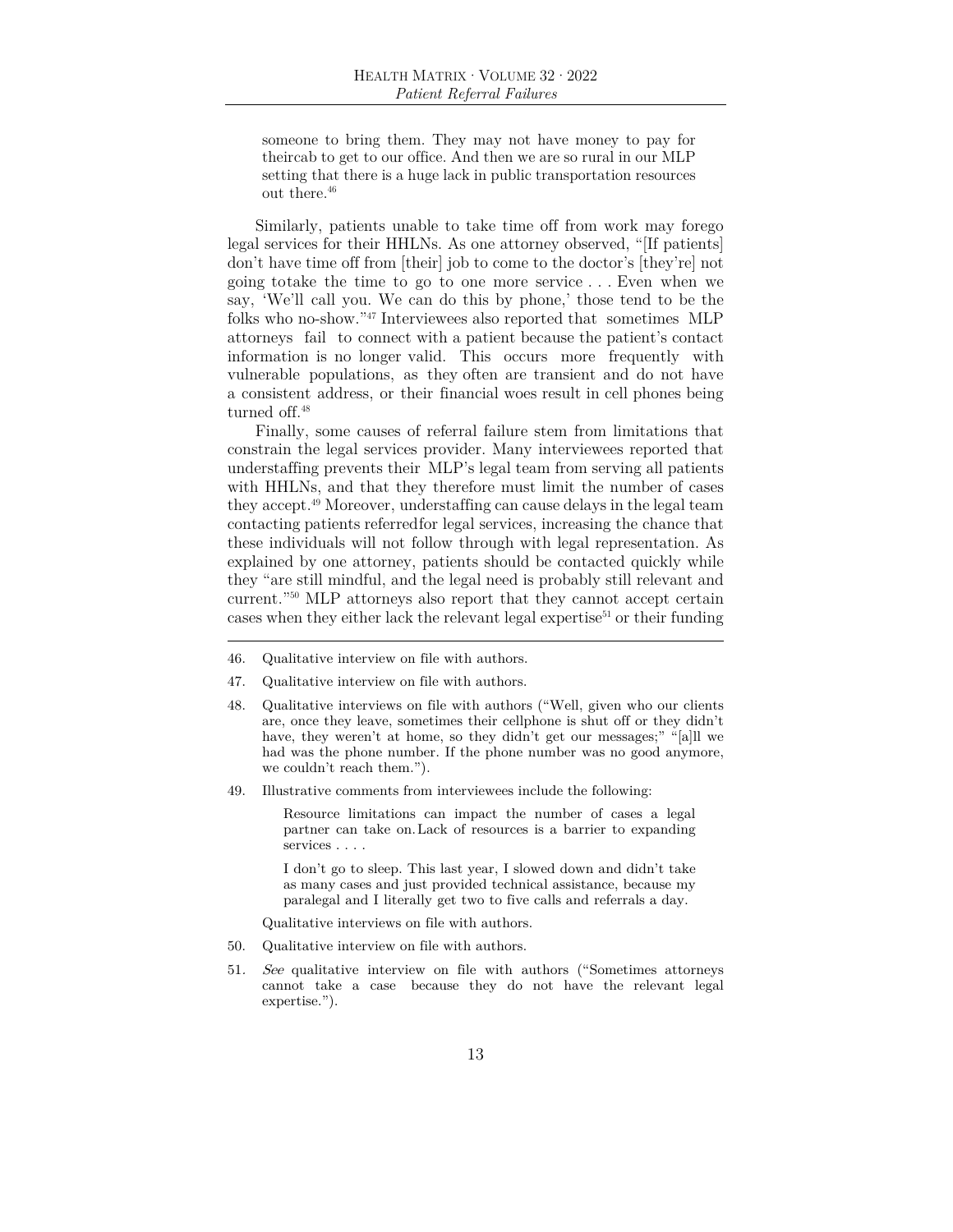> someone to bring them. They may not have money to pay for theircab to get to our office. And then we are so rural in our MLP setting that there is a huge lack in public transportation resources out there.[46]

Similarly, patients unable to take time off from work may forego legal services for their HHLNs. As one attorney observed, "[If patients] don't have time off from [their] job to come to the doctor's [they're] not going totake the time to go to one more service . . . Even when we say, 'We'll call you. We can do this by phone,' those tend to be the folks who no-show."[47] Interviewees also reported that sometimes MLP attorneys fail to connect with a patient because the patient's contact information is no longer valid. This occurs more frequently with vulnerable populations, as they often are transient and do not have a consistent address, or their financial woes result in cell phones being turned off.[48]

Finally, some causes of referral failure stem from limitations that constrain the legal services provider. Many interviewees reported that understaffing prevents their MLP's legal team from serving all patients with HHLNs, and that they therefore must limit the number of cases they accept.[49] Moreover, understaffing can cause delays in the legal team contacting patients referredfor legal services, increasing the chance that these individuals will not follow through with legal representation. As explained by one attorney, patients should be contacted quickly while they "are still mindful, and the legal need is probably still relevant and current."[50] MLP attorneys also report that they cannot accept certain cases when they either lack the relevant legal expertise[51] or their funding

---

46. Qualitative interview on file with authors.

47. Qualitative interview on file with authors.

48. Qualitative interviews on file with authors ("Well, given who our clients are, once they leave, sometimes their cellphone is shut off or they didn't have, they weren't at home, so they didn't get our messages;" "[a]ll we had was the phone number. If the phone number was no good anymore, we couldn't reach them.").

49. Illustrative comments from interviewees include the following:

    > Resource limitations can impact the number of cases a legal partner can take on. Lack of resources is a barrier to expanding services . . . .
    >
    > I don't go to sleep. This last year, I slowed down and didn't take as many cases and just provided technical assistance, because my paralegal and I literally get two to five calls and referrals a day.

    Qualitative interviews on file with authors.

50. Qualitative interview on file with authors.

51. *See* qualitative interview on file with authors ("Sometimes attorneys cannot take a case because they do not have the relevant legal expertise.").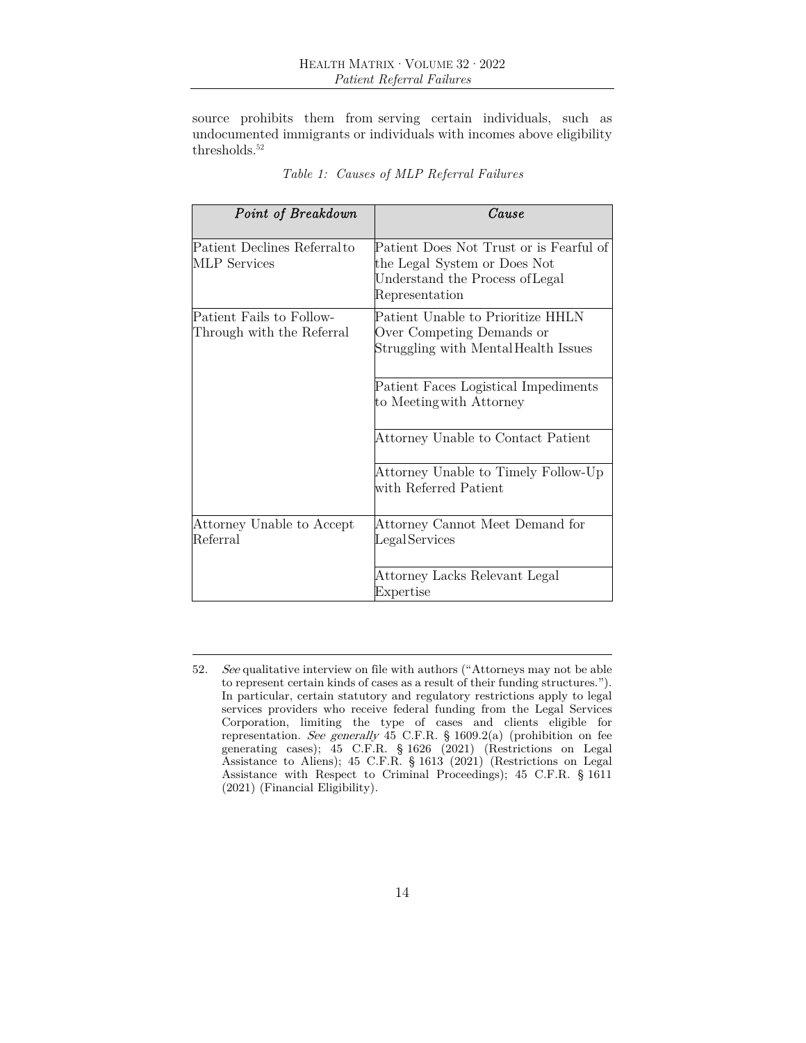source prohibits them from serving certain individuals, such as undocumented immigrants or individuals with incomes above eligibility thresholds.[52]

*Table 1: Causes of MLP Referral Failures*

| *Point of Breakdown* | *Cause* |
|---|---|
| Patient Declines Referral to MLP Services | Patient Does Not Trust or is Fearful of the Legal System or Does Not Understand the Process of Legal Representation |
| Patient Fails to Follow-Through with the Referral | Patient Unable to Prioritize HHLN Over Competing Demands or Struggling with Mental Health Issues |
| | Patient Faces Logistical Impediments to Meeting with Attorney |
| | Attorney Unable to Contact Patient |
| | Attorney Unable to Timely Follow-Up with Referred Patient |
| Attorney Unable to Accept Referral | Attorney Cannot Meet Demand for Legal Services |
| | Attorney Lacks Relevant Legal Expertise |

52. *See* qualitative interview on file with authors ("Attorneys may not be able to represent certain kinds of cases as a result of their funding structures."). In particular, certain statutory and regulatory restrictions apply to legal services providers who receive federal funding from the Legal Services Corporation, limiting the type of cases and clients eligible for representation. *See generally* 45 C.F.R. § 1609.2(a) (prohibition on fee generating cases); 45 C.F.R. § 1626 (2021) (Restrictions on Legal Assistance to Aliens); 45 C.F.R. § 1613 (2021) (Restrictions on Legal Assistance with Respect to Criminal Proceedings); 45 C.F.R. § 1611 (2021) (Financial Eligibility).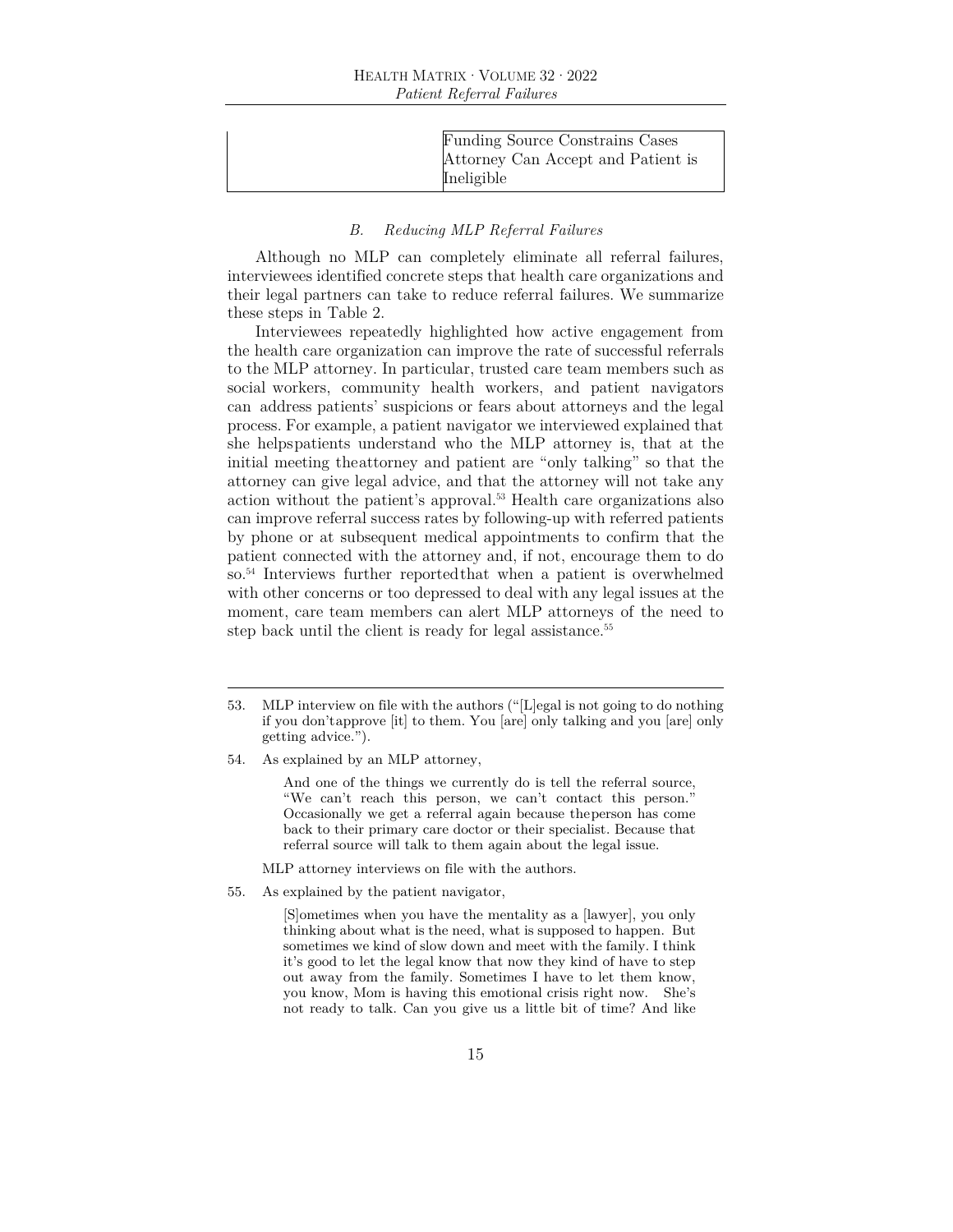| | |
|---|---|
| | Funding Source Constrains Cases Attorney Can Accept and Patient is Ineligible |

### *B. Reducing MLP Referral Failures*

Although no MLP can completely eliminate all referral failures, interviewees identified concrete steps that health care organizations and their legal partners can take to reduce referral failures. We summarize these steps in Table 2.

Interviewees repeatedly highlighted how active engagement from the health care organization can improve the rate of successful referrals to the MLP attorney. In particular, trusted care team members such as social workers, community health workers, and patient navigators can address patients' suspicions or fears about attorneys and the legal process. For example, a patient navigator we interviewed explained that she helpspatients understand who the MLP attorney is, that at the initial meeting theattorney and patient are "only talking" so that the attorney can give legal advice, and that the attorney will not take any action without the patient's approval.[53] Health care organizations also can improve referral success rates by following-up with referred patients by phone or at subsequent medical appointments to confirm that the patient connected with the attorney and, if not, encourage them to do so.[54] Interviews further reportedthat when a patient is overwhelmed with other concerns or too depressed to deal with any legal issues at the moment, care team members can alert MLP attorneys of the need to step back until the client is ready for legal assistance.[55]

---

53. MLP interview on file with the authors ("[L]egal is not going to do nothing if you don'tapprove [it] to them. You [are] only talking and you [are] only getting advice.").

54. As explained by an MLP attorney,

> And one of the things we currently do is tell the referral source, "We can't reach this person, we can't contact this person." Occasionally we get a referral again because theperson has come back to their primary care doctor or their specialist. Because that referral source will talk to them again about the legal issue.

MLP attorney interviews on file with the authors.

55. As explained by the patient navigator,

> [S]ometimes when you have the mentality as a [lawyer], you only thinking about what is the need, what is supposed to happen. But sometimes we kind of slow down and meet with the family. I think it's good to let the legal know that now they kind of have to step out away from the family. Sometimes I have to let them know, you know, Mom is having this emotional crisis right now. She's not ready to talk. Can you give us a little bit of time? And like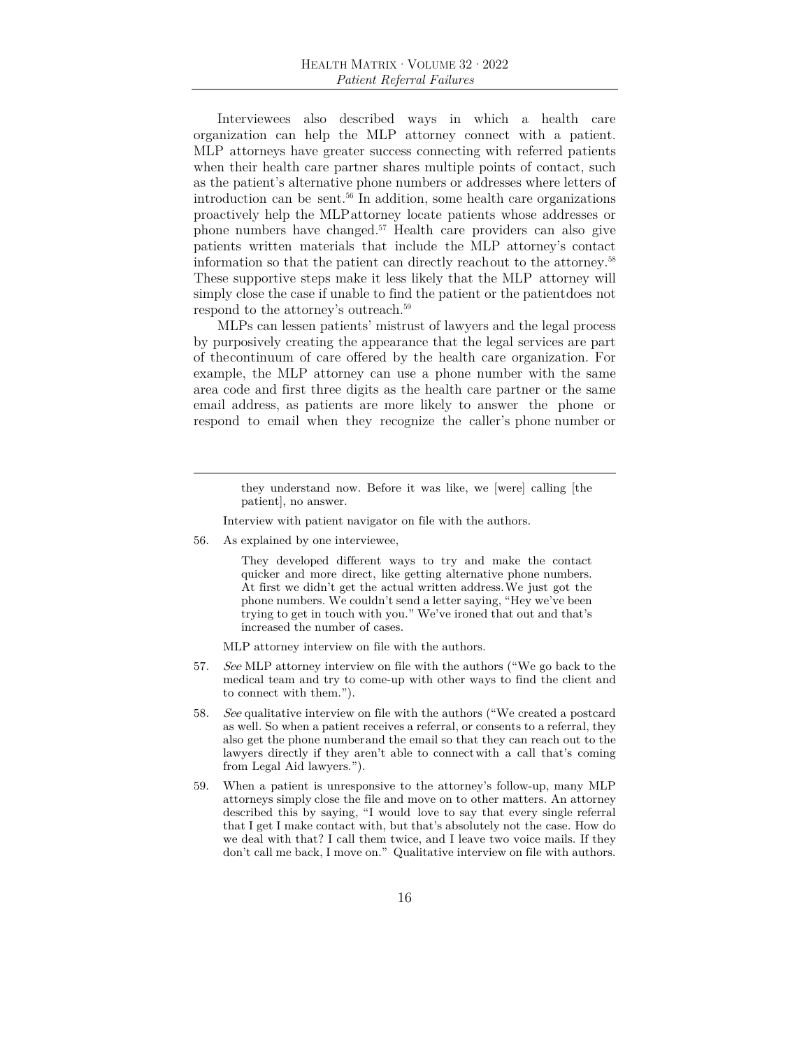Interviewees also described ways in which a health care organization can help the MLP attorney connect with a patient. MLP attorneys have greater success connecting with referred patients when their health care partner shares multiple points of contact, such as the patient's alternative phone numbers or addresses where letters of introduction can be sent.[56] In addition, some health care organizations proactively help the MLP attorney locate patients whose addresses or phone numbers have changed.[57] Health care providers can also give patients written materials that include the MLP attorney's contact information so that the patient can directly reach out to the attorney.[58] These supportive steps make it less likely that the MLP attorney will simply close the case if unable to find the patient or the patient does not respond to the attorney's outreach.[59]

MLPs can lessen patients' mistrust of lawyers and the legal process by purposively creating the appearance that the legal services are part of the continuum of care offered by the health care organization. For example, the MLP attorney can use a phone number with the same area code and first three digits as the health care partner or the same email address, as patients are more likely to answer the phone or respond to email when they recognize the caller's phone number or

---

> they understand now. Before it was like, we [were] calling [the patient], no answer.

Interview with patient navigator on file with the authors.

56. As explained by one interviewee,

> They developed different ways to try and make the contact quicker and more direct, like getting alternative phone numbers. At first we didn't get the actual written address. We just got the phone numbers. We couldn't send a letter saying, "Hey we've been trying to get in touch with you." We've ironed that out and that's increased the number of cases.

MLP attorney interview on file with the authors.

57. *See* MLP attorney interview on file with the authors ("We go back to the medical team and try to come-up with other ways to find the client and to connect with them.").

58. *See* qualitative interview on file with the authors ("We created a postcard as well. So when a patient receives a referral, or consents to a referral, they also get the phone number and the email so that they can reach out to the lawyers directly if they aren't able to connect with a call that's coming from Legal Aid lawyers.").

59. When a patient is unresponsive to the attorney's follow-up, many MLP attorneys simply close the file and move on to other matters. An attorney described this by saying, "I would love to say that every single referral that I get I make contact with, but that's absolutely not the case. How do we deal with that? I call them twice, and I leave two voice mails. If they don't call me back, I move on." Qualitative interview on file with authors.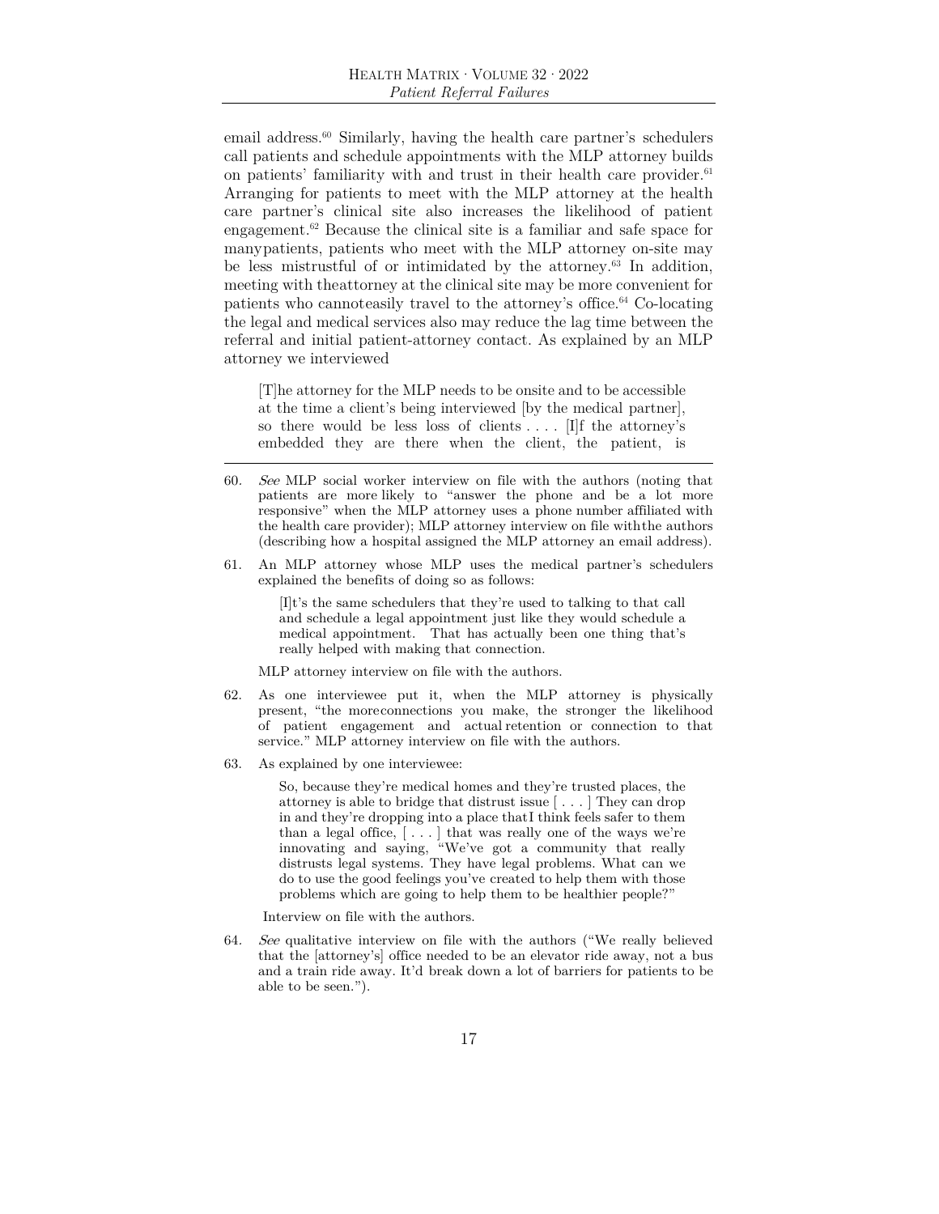email address.[60] Similarly, having the health care partner's schedulers call patients and schedule appointments with the MLP attorney builds on patients' familiarity with and trust in their health care provider.[61] Arranging for patients to meet with the MLP attorney at the health care partner's clinical site also increases the likelihood of patient engagement.[62] Because the clinical site is a familiar and safe space for manypatients, patients who meet with the MLP attorney on-site may be less mistrustful of or intimidated by the attorney.[63] In addition, meeting with theattorney at the clinical site may be more convenient for patients who cannoteasily travel to the attorney's office.[64] Co-locating the legal and medical services also may reduce the lag time between the referral and initial patient-attorney contact. As explained by an MLP attorney we interviewed

> [T]he attorney for the MLP needs to be onsite and to be accessible at the time a client's being interviewed [by the medical partner], so there would be less loss of clients . . . . [I]f the attorney's embedded they are there when the client, the patient, is

---

60. *See* MLP social worker interview on file with the authors (noting that patients are more likely to "answer the phone and be a lot more responsive" when the MLP attorney uses a phone number affiliated with the health care provider); MLP attorney interview on file withthe authors (describing how a hospital assigned the MLP attorney an email address).

61. An MLP attorney whose MLP uses the medical partner's schedulers explained the benefits of doing so as follows:

    > [I]t's the same schedulers that they're used to talking to that call and schedule a legal appointment just like they would schedule a medical appointment. That has actually been one thing that's really helped with making that connection.

    MLP attorney interview on file with the authors.

62. As one interviewee put it, when the MLP attorney is physically present, "the moreconnections you make, the stronger the likelihood of patient engagement and actual retention or connection to that service." MLP attorney interview on file with the authors.

63. As explained by one interviewee:

    > So, because they're medical homes and they're trusted places, the attorney is able to bridge that distrust issue [ . . . ] They can drop in and they're dropping into a place thatI think feels safer to them than a legal office, [ . . . ] that was really one of the ways we're innovating and saying, "We've got a community that really distrusts legal systems. They have legal problems. What can we do to use the good feelings you've created to help them with those problems which are going to help them to be healthier people?"

    Interview on file with the authors.

64. *See* qualitative interview on file with the authors ("We really believed that the [attorney's] office needed to be an elevator ride away, not a bus and a train ride away. It'd break down a lot of barriers for patients to be able to be seen.").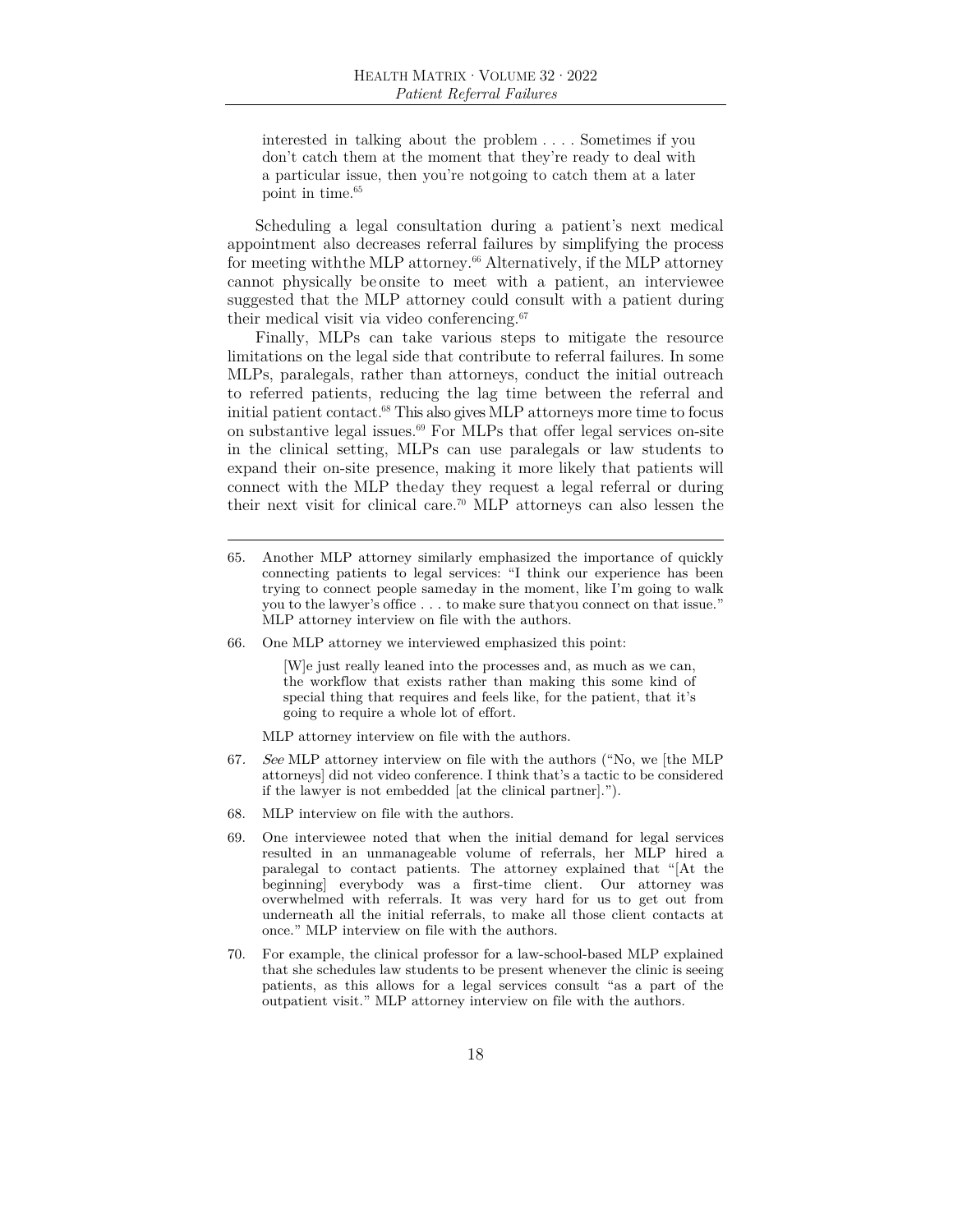> interested in talking about the problem . . . . Sometimes if you don't catch them at the moment that they're ready to deal with a particular issue, then you're notgoing to catch them at a later point in time.[65]

Scheduling a legal consultation during a patient's next medical appointment also decreases referral failures by simplifying the process for meeting withthe MLP attorney.[66] Alternatively, if the MLP attorney cannot physically be onsite to meet with a patient, an interviewee suggested that the MLP attorney could consult with a patient during their medical visit via video conferencing.[67]

Finally, MLPs can take various steps to mitigate the resource limitations on the legal side that contribute to referral failures. In some MLPs, paralegals, rather than attorneys, conduct the initial outreach to referred patients, reducing the lag time between the referral and initial patient contact.[68] This also gives MLP attorneys more time to focus on substantive legal issues.[69] For MLPs that offer legal services on-site in the clinical setting, MLPs can use paralegals or law students to expand their on-site presence, making it more likely that patients will connect with the MLP theday they request a legal referral or during their next visit for clinical care.[70] MLP attorneys can also lessen the

---

65. Another MLP attorney similarly emphasized the importance of quickly connecting patients to legal services: "I think our experience has been trying to connect people sameday in the moment, like I'm going to walk you to the lawyer's office . . . to make sure thatyou connect on that issue." MLP attorney interview on file with the authors.

66. One MLP attorney we interviewed emphasized this point:

    > [W]e just really leaned into the processes and, as much as we can, the workflow that exists rather than making this some kind of special thing that requires and feels like, for the patient, that it's going to require a whole lot of effort.

    MLP attorney interview on file with the authors.

67. *See* MLP attorney interview on file with the authors ("No, we [the MLP attorneys] did not video conference. I think that's a tactic to be considered if the lawyer is not embedded [at the clinical partner].").

68. MLP interview on file with the authors.

69. One interviewee noted that when the initial demand for legal services resulted in an unmanageable volume of referrals, her MLP hired a paralegal to contact patients. The attorney explained that "[At the beginning] everybody was a first-time client. Our attorney was overwhelmed with referrals. It was very hard for us to get out from underneath all the initial referrals, to make all those client contacts at once." MLP interview on file with the authors.

70. For example, the clinical professor for a law-school-based MLP explained that she schedules law students to be present whenever the clinic is seeing patients, as this allows for a legal services consult "as a part of the outpatient visit." MLP attorney interview on file with the authors.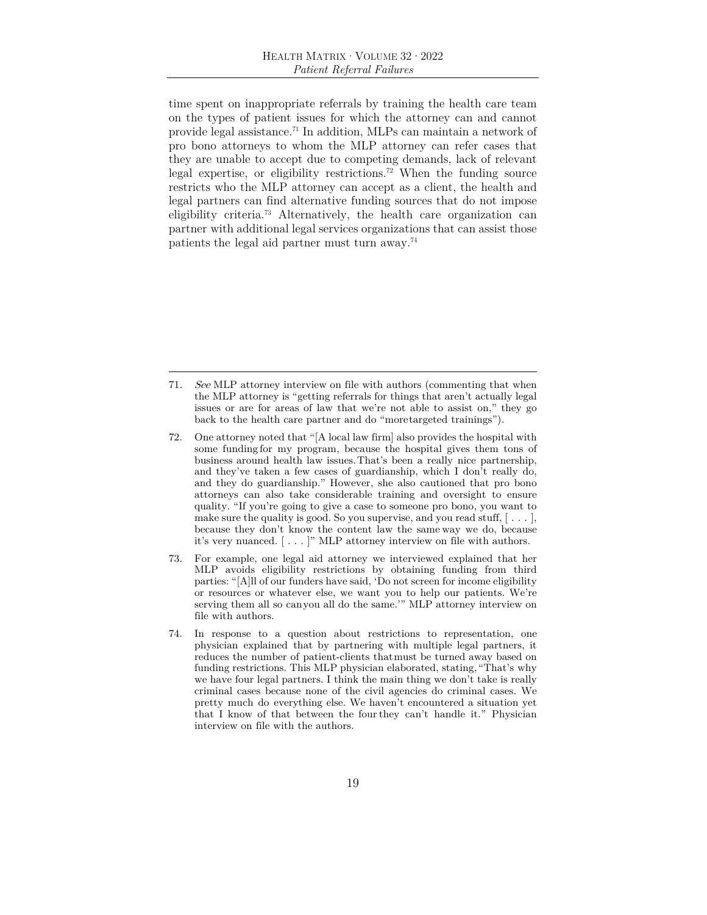time spent on inappropriate referrals by training the health care team on the types of patient issues for which the attorney can and cannot provide legal assistance.[71] In addition, MLPs can maintain a network of pro bono attorneys to whom the MLP attorney can refer cases that they are unable to accept due to competing demands, lack of relevant legal expertise, or eligibility restrictions.[72] When the funding source restricts who the MLP attorney can accept as a client, the health and legal partners can find alternative funding sources that do not impose eligibility criteria.[73] Alternatively, the health care organization can partner with additional legal services organizations that can assist those patients the legal aid partner must turn away.[74]

---

71. *See* MLP attorney interview on file with authors (commenting that when the MLP attorney is "getting referrals for things that aren't actually legal issues or are for areas of law that we're not able to assist on," they go back to the health care partner and do "moretargeted trainings").

72. One attorney noted that "[A local law firm] also provides the hospital with some funding for my program, because the hospital gives them tons of business around health law issues. That's been a really nice partnership, and they've taken a few cases of guardianship, which I don't really do, and they do guardianship." However, she also cautioned that pro bono attorneys can also take considerable training and oversight to ensure quality. "If you're going to give a case to someone pro bono, you want to make sure the quality is good. So you supervise, and you read stuff, [ . . . ], because they don't know the content law the same way we do, because it's very nuanced. [ . . . ]" MLP attorney interview on file with authors.

73. For example, one legal aid attorney we interviewed explained that her MLP avoids eligibility restrictions by obtaining funding from third parties: "[A]ll of our funders have said, 'Do not screen for income eligibility or resources or whatever else, we want you to help our patients. We're serving them all so can you all do the same.'" MLP attorney interview on file with authors.

74. In response to a question about restrictions to representation, one physician explained that by partnering with multiple legal partners, it reduces the number of patient-clients that must be turned away based on funding restrictions. This MLP physician elaborated, stating, "That's why we have four legal partners. I think the main thing we don't take is really criminal cases because none of the civil agencies do criminal cases. We pretty much do everything else. We haven't encountered a situation yet that I know of that between the four they can't handle it." Physician interview on file with the authors.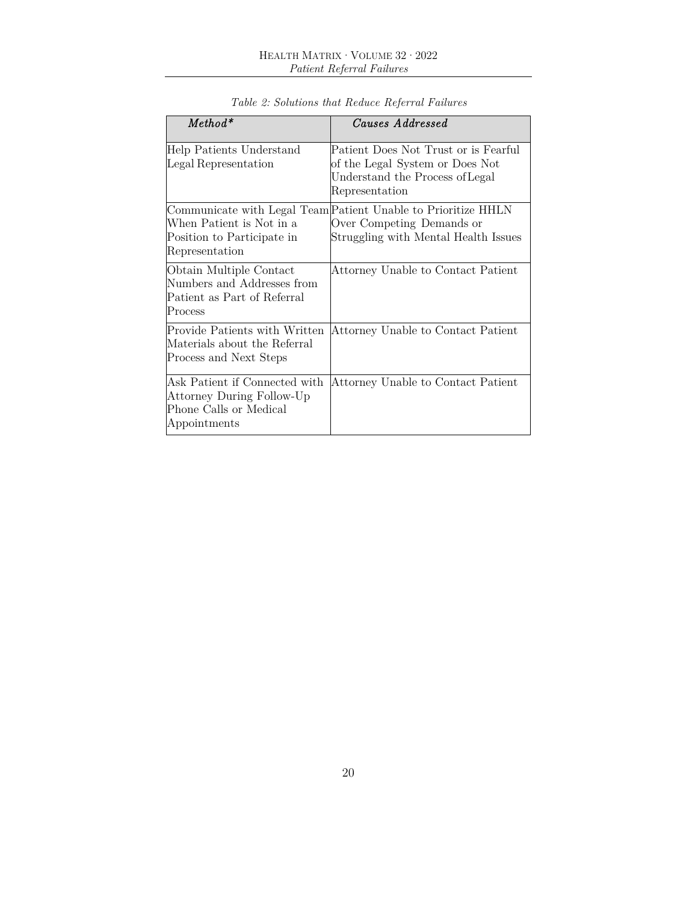*Table 2: Solutions that Reduce Referral Failures*

| *Method** | *Causes Addressed* |
| --- | --- |
| Help Patients Understand Legal Representation | Patient Does Not Trust or is Fearful of the Legal System or Does Not Understand the Process of Legal Representation |
| Communicate with Legal Team When Patient is Not in a Position to Participate in Representation | Patient Unable to Prioritize HHLN Over Competing Demands or Struggling with Mental Health Issues |
| Obtain Multiple Contact Numbers and Addresses from Patient as Part of Referral Process | Attorney Unable to Contact Patient |
| Provide Patients with Written Materials about the Referral Process and Next Steps | Attorney Unable to Contact Patient |
| Ask Patient if Connected with Attorney During Follow-Up Phone Calls or Medical Appointments | Attorney Unable to Contact Patient |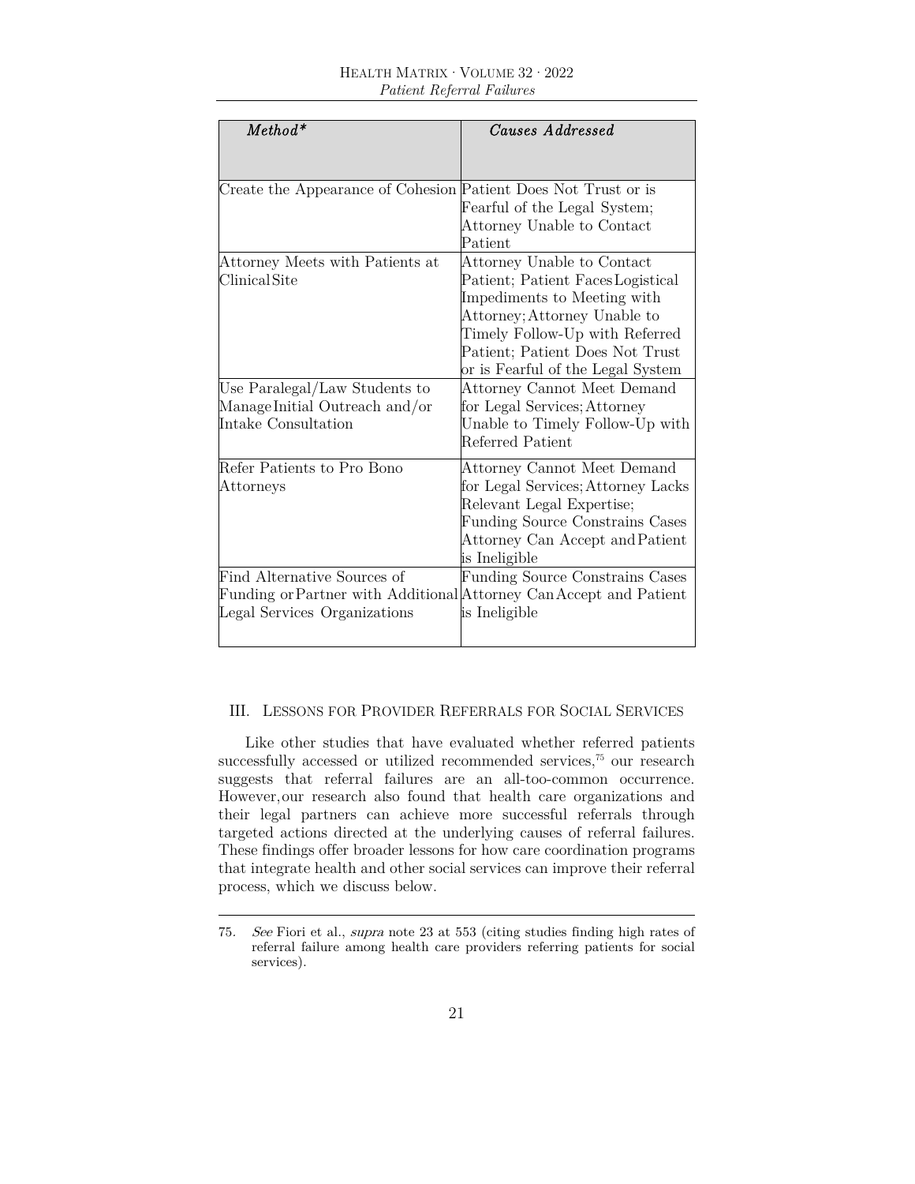| *Method\** | *Causes Addressed* |
|---|---|
| Create the Appearance of Cohesion | Patient Does Not Trust or is Fearful of the Legal System; Attorney Unable to Contact Patient |
| Attorney Meets with Patients at Clinical Site | Attorney Unable to Contact Patient; Patient Faces Logistical Impediments to Meeting with Attorney; Attorney Unable to Timely Follow-Up with Referred Patient; Patient Does Not Trust or is Fearful of the Legal System |
| Use Paralegal/Law Students to Manage Initial Outreach and/or Intake Consultation | Attorney Cannot Meet Demand for Legal Services; Attorney Unable to Timely Follow-Up with Referred Patient |
| Refer Patients to Pro Bono Attorneys | Attorney Cannot Meet Demand for Legal Services; Attorney Lacks Relevant Legal Expertise; Funding Source Constrains Cases Attorney Can Accept and Patient is Ineligible |
| Find Alternative Sources of Funding or Partner with Additional Legal Services Organizations | Funding Source Constrains Cases Attorney Can Accept and Patient is Ineligible |

## III. Lessons for Provider Referrals for Social Services

Like other studies that have evaluated whether referred patients successfully accessed or utilized recommended services,[75] our research suggests that referral failures are an all-too-common occurrence. However, our research also found that health care organizations and their legal partners can achieve more successful referrals through targeted actions directed at the underlying causes of referral failures. These findings offer broader lessons for how care coordination programs that integrate health and other social services can improve their referral process, which we discuss below.

---

75. *See* Fiori et al., *supra* note 23 at 553 (citing studies finding high rates of referral failure among health care providers referring patients for social services).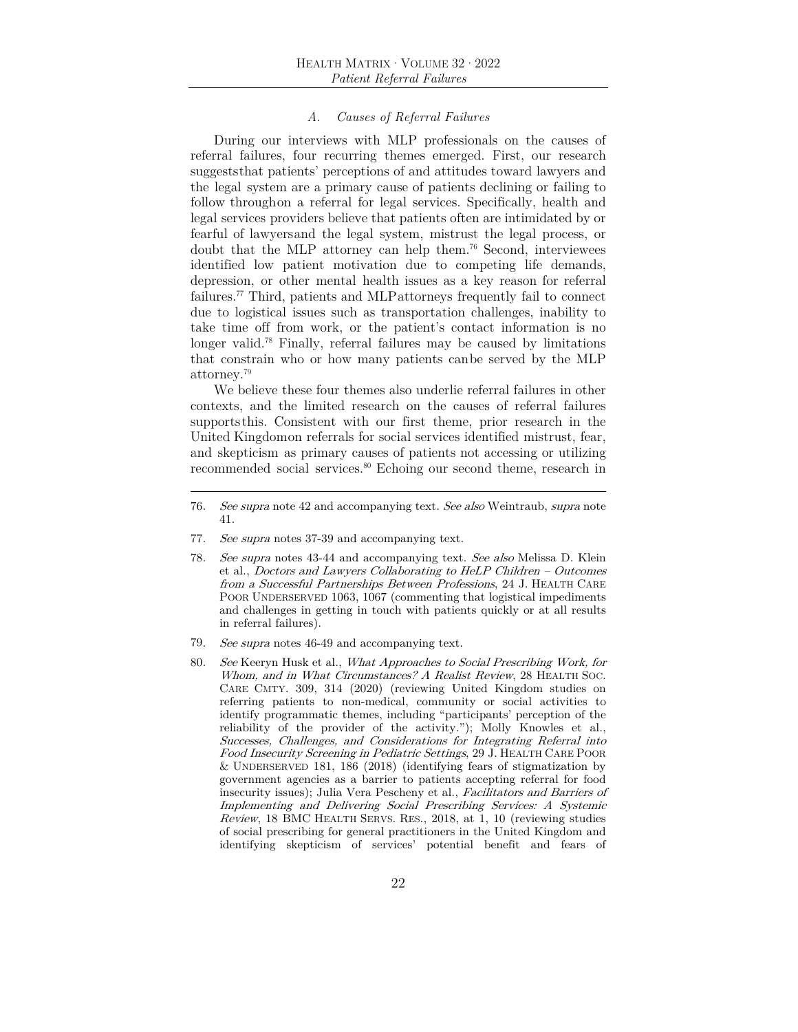### *A. Causes of Referral Failures*

During our interviews with MLP professionals on the causes of referral failures, four recurring themes emerged. First, our research suggests that patients' perceptions of and attitudes toward lawyers and the legal system are a primary cause of patients declining or failing to follow through on a referral for legal services. Specifically, health and legal services providers believe that patients often are intimidated by or fearful of lawyers and the legal system, mistrust the legal process, or doubt that the MLP attorney can help them.[76] Second, interviewees identified low patient motivation due to competing life demands, depression, or other mental health issues as a key reason for referral failures.[77] Third, patients and MLP attorneys frequently fail to connect due to logistical issues such as transportation challenges, inability to take time off from work, or the patient's contact information is no longer valid.[78] Finally, referral failures may be caused by limitations that constrain who or how many patients can be served by the MLP attorney.[79]

We believe these four themes also underlie referral failures in other contexts, and the limited research on the causes of referral failures supports this. Consistent with our first theme, prior research in the United Kingdom on referrals for social services identified mistrust, fear, and skepticism as primary causes of patients not accessing or utilizing recommended social services.[80] Echoing our second theme, research in

---

76. *See supra* note 42 and accompanying text. *See also* Weintraub, *supra* note 41.

77. *See supra* notes 37-39 and accompanying text.

78. *See supra* notes 43-44 and accompanying text. *See also* Melissa D. Klein et al., *Doctors and Lawyers Collaborating to HeLP Children – Outcomes from a Successful Partnerships Between Professions*, 24 J. HEALTH CARE POOR UNDERSERVED 1063, 1067 (commenting that logistical impediments and challenges in getting in touch with patients quickly or at all results in referral failures).

79. *See supra* notes 46-49 and accompanying text.

80. *See* Keeryn Husk et al., *What Approaches to Social Prescribing Work, for Whom, and in What Circumstances? A Realist Review*, 28 HEALTH SOC. CARE CMTY. 309, 314 (2020) (reviewing United Kingdom studies on referring patients to non-medical, community or social activities to identify programmatic themes, including "participants' perception of the reliability of the provider of the activity."); Molly Knowles et al., *Successes, Challenges, and Considerations for Integrating Referral into Food Insecurity Screening in Pediatric Settings*, 29 J. HEALTH CARE POOR & UNDERSERVED 181, 186 (2018) (identifying fears of stigmatization by government agencies as a barrier to patients accepting referral for food insecurity issues); Julia Vera Pescheny et al., *Facilitators and Barriers of Implementing and Delivering Social Prescribing Services: A Systemic Review*, 18 BMC HEALTH SERVS. RES., 2018, at 1, 10 (reviewing studies of social prescribing for general practitioners in the United Kingdom and identifying skepticism of services' potential benefit and fears of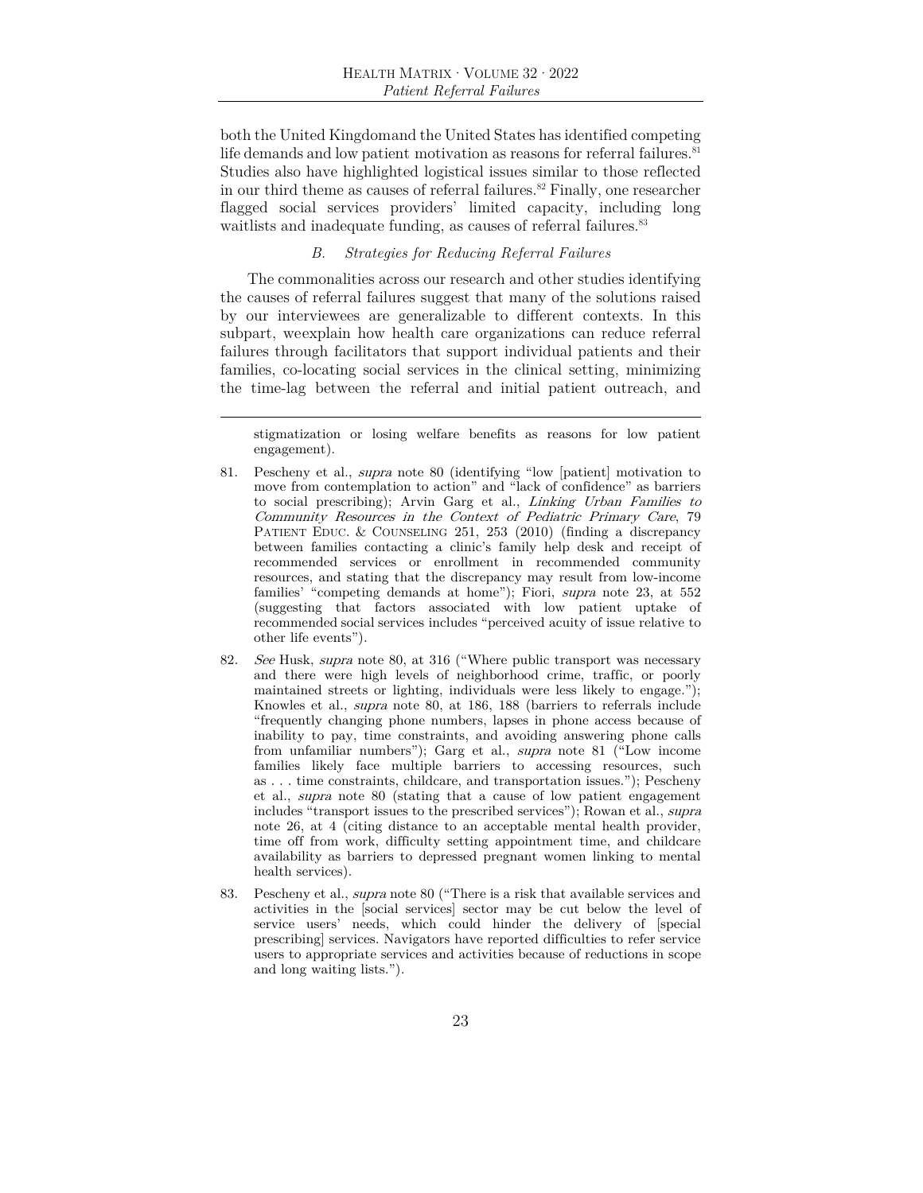both the United Kingdomand the United States has identified competing life demands and low patient motivation as reasons for referral failures.[81] Studies also have highlighted logistical issues similar to those reflected in our third theme as causes of referral failures.[82] Finally, one researcher flagged social services providers' limited capacity, including long waitlists and inadequate funding, as causes of referral failures.[83]

### *B. Strategies for Reducing Referral Failures*

The commonalities across our research and other studies identifying the causes of referral failures suggest that many of the solutions raised by our interviewees are generalizable to different contexts. In this subpart, weexplain how health care organizations can reduce referral failures through facilitators that support individual patients and their families, co-locating social services in the clinical setting, minimizing the time-lag between the referral and initial patient outreach, and

---

stigmatization or losing welfare benefits as reasons for low patient engagement).

81. Pescheny et al., *supra* note 80 (identifying "low [patient] motivation to move from contemplation to action" and "lack of confidence" as barriers to social prescribing); Arvin Garg et al., *Linking Urban Families to Community Resources in the Context of Pediatric Primary Care*, 79 Patient Educ. & Counseling 251, 253 (2010) (finding a discrepancy between families contacting a clinic's family help desk and receipt of recommended services or enrollment in recommended community resources, and stating that the discrepancy may result from low-income families' "competing demands at home"); Fiori, *supra* note 23, at 552 (suggesting that factors associated with low patient uptake of recommended social services includes "perceived acuity of issue relative to other life events").

82. *See* Husk, *supra* note 80, at 316 ("Where public transport was necessary and there were high levels of neighborhood crime, traffic, or poorly maintained streets or lighting, individuals were less likely to engage."); Knowles et al., *supra* note 80, at 186, 188 (barriers to referrals include "frequently changing phone numbers, lapses in phone access because of inability to pay, time constraints, and avoiding answering phone calls from unfamiliar numbers"); Garg et al., *supra* note 81 ("Low income families likely face multiple barriers to accessing resources, such as . . . time constraints, childcare, and transportation issues."); Pescheny et al., *supra* note 80 (stating that a cause of low patient engagement includes "transport issues to the prescribed services"); Rowan et al., *supra* note 26, at 4 (citing distance to an acceptable mental health provider, time off from work, difficulty setting appointment time, and childcare availability as barriers to depressed pregnant women linking to mental health services).

83. Pescheny et al., *supra* note 80 ("There is a risk that available services and activities in the [social services] sector may be cut below the level of service users' needs, which could hinder the delivery of [special prescribing] services. Navigators have reported difficulties to refer service users to appropriate services and activities because of reductions in scope and long waiting lists.").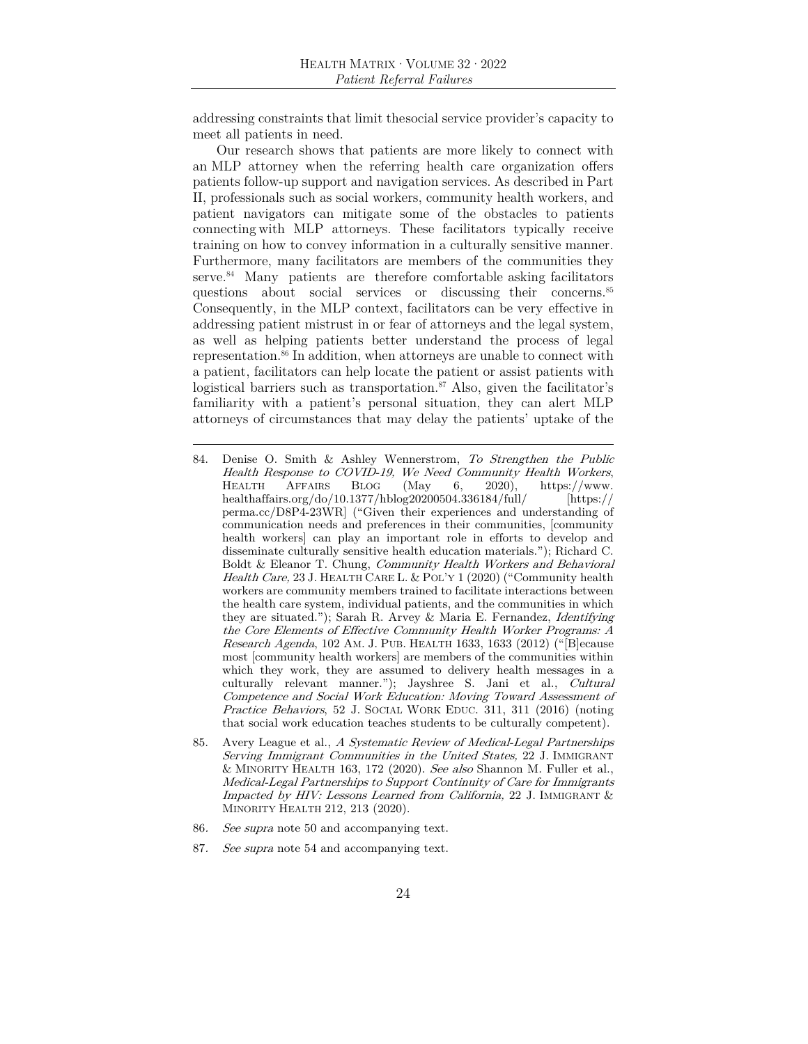addressing constraints that limit thesocial service provider's capacity to meet all patients in need.

Our research shows that patients are more likely to connect with an MLP attorney when the referring health care organization offers patients follow-up support and navigation services. As described in Part II, professionals such as social workers, community health workers, and patient navigators can mitigate some of the obstacles to patients connecting with MLP attorneys. These facilitators typically receive training on how to convey information in a culturally sensitive manner. Furthermore, many facilitators are members of the communities they serve.[84] Many patients are therefore comfortable asking facilitators questions about social services or discussing their concerns.[85] Consequently, in the MLP context, facilitators can be very effective in addressing patient mistrust in or fear of attorneys and the legal system, as well as helping patients better understand the process of legal representation.[86] In addition, when attorneys are unable to connect with a patient, facilitators can help locate the patient or assist patients with logistical barriers such as transportation.[87] Also, given the facilitator's familiarity with a patient's personal situation, they can alert MLP attorneys of circumstances that may delay the patients' uptake of the

---

84. Denise O. Smith & Ashley Wennerstrom, *To Strengthen the Public Health Response to COVID-19, We Need Community Health Workers*, HEALTH AFFAIRS BLOG (May 6, 2020), https://www.healthaffairs.org/do/10.1377/hblog20200504.336184/full/ [https://perma.cc/D8P4-23WR] ("Given their experiences and understanding of communication needs and preferences in their communities, [community health workers] can play an important role in efforts to develop and disseminate culturally sensitive health education materials."); Richard C. Boldt & Eleanor T. Chung, *Community Health Workers and Behavioral Health Care,* 23 J. HEALTH CARE L. & POL'Y 1 (2020) ("Community health workers are community members trained to facilitate interactions between the health care system, individual patients, and the communities in which they are situated."); Sarah R. Arvey & Maria E. Fernandez, *Identifying the Core Elements of Effective Community Health Worker Programs: A Research Agenda*, 102 AM. J. PUB. HEALTH 1633, 1633 (2012) ("[B]ecause most [community health workers] are members of the communities within which they work, they are assumed to delivery health messages in a culturally relevant manner."); Jayshree S. Jani et al., *Cultural Competence and Social Work Education: Moving Toward Assessment of Practice Behaviors*, 52 J. SOCIAL WORK EDUC. 311, 311 (2016) (noting that social work education teaches students to be culturally competent).

85. Avery League et al., *A Systematic Review of Medical-Legal Partnerships Serving Immigrant Communities in the United States,* 22 J. IMMIGRANT & MINORITY HEALTH 163, 172 (2020). *See also* Shannon M. Fuller et al., *Medical-Legal Partnerships to Support Continuity of Care for Immigrants Impacted by HIV: Lessons Learned from California,* 22 J. IMMIGRANT & MINORITY HEALTH 212, 213 (2020).

86. *See supra* note 50 and accompanying text.

87. *See supra* note 54 and accompanying text.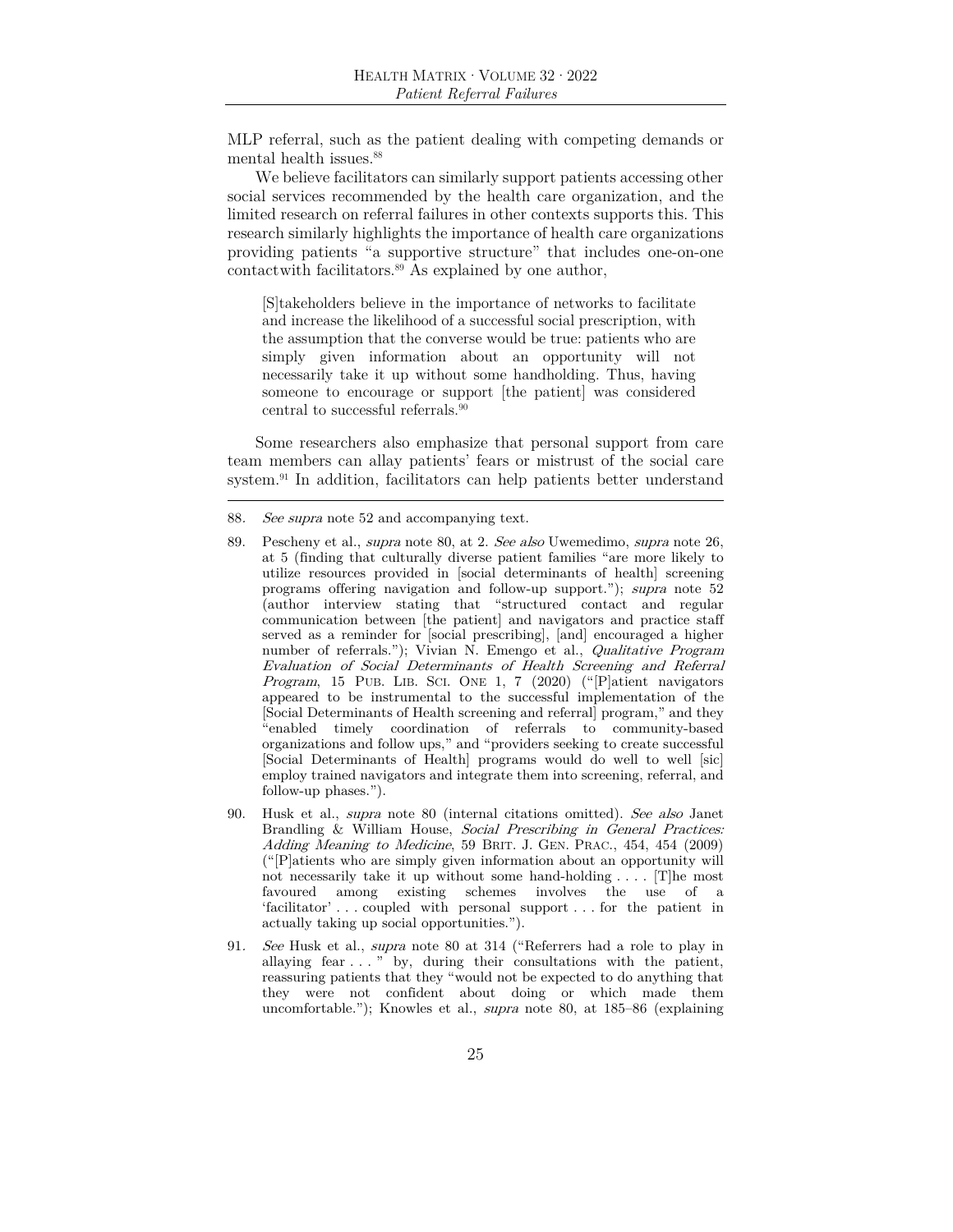MLP referral, such as the patient dealing with competing demands or mental health issues.[88]

We believe facilitators can similarly support patients accessing other social services recommended by the health care organization, and the limited research on referral failures in other contexts supports this. This research similarly highlights the importance of health care organizations providing patients "a supportive structure" that includes one-on-one contactwith facilitators.[89] As explained by one author,

> [S]takeholders believe in the importance of networks to facilitate and increase the likelihood of a successful social prescription, with the assumption that the converse would be true: patients who are simply given information about an opportunity will not necessarily take it up without some handholding. Thus, having someone to encourage or support [the patient] was considered central to successful referrals.[90]

Some researchers also emphasize that personal support from care team members can allay patients' fears or mistrust of the social care system.[91] In addition, facilitators can help patients better understand

---

88. *See supra* note 52 and accompanying text.

89. Pescheny et al., *supra* note 80, at 2. *See also* Uwemedimo, *supra* note 26, at 5 (finding that culturally diverse patient families "are more likely to utilize resources provided in [social determinants of health] screening programs offering navigation and follow-up support."); *supra* note 52 (author interview stating that "structured contact and regular communication between [the patient] and navigators and practice staff served as a reminder for [social prescribing], [and] encouraged a higher number of referrals."); Vivian N. Emengo et al., *Qualitative Program Evaluation of Social Determinants of Health Screening and Referral Program*, 15 PUB. LIB. SCI. ONE 1, 7 (2020) ("[P]atient navigators appeared to be instrumental to the successful implementation of the [Social Determinants of Health screening and referral] program," and they "enabled timely coordination of referrals to community-based organizations and follow ups," and "providers seeking to create successful [Social Determinants of Health] programs would do well to well [sic] employ trained navigators and integrate them into screening, referral, and follow-up phases.").

90. Husk et al., *supra* note 80 (internal citations omitted). *See also* Janet Brandling & William House, *Social Prescribing in General Practices: Adding Meaning to Medicine*, 59 BRIT. J. GEN. PRAC., 454, 454 (2009) ("[P]atients who are simply given information about an opportunity will not necessarily take it up without some hand-holding . . . . [T]he most favoured among existing schemes involves the use of a 'facilitator' . . . coupled with personal support . . . for the patient in actually taking up social opportunities.").

91. *See* Husk et al., *supra* note 80 at 314 ("Referrers had a role to play in allaying fear . . . " by, during their consultations with the patient, reassuring patients that they "would not be expected to do anything that they were not confident about doing or which made them uncomfortable."); Knowles et al., *supra* note 80, at 185–86 (explaining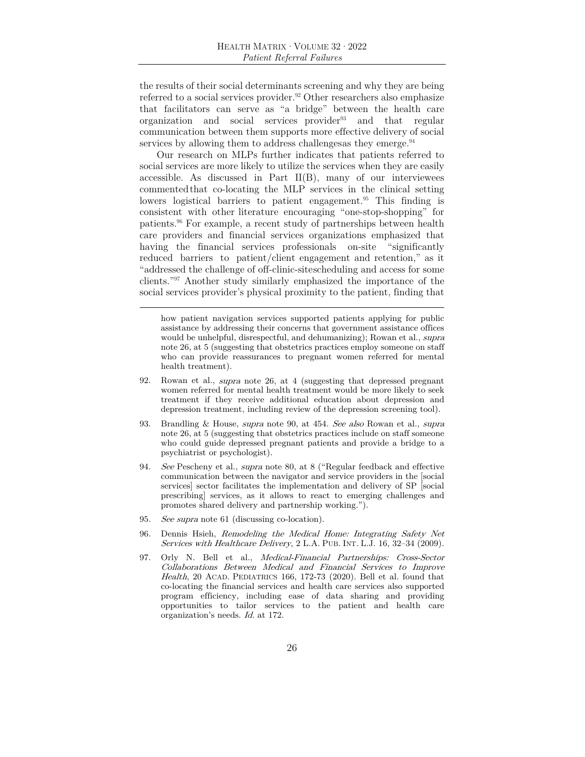the results of their social determinants screening and why they are being referred to a social services provider.[92] Other researchers also emphasize that facilitators can serve as "a bridge" between the health care organization and social services provider[93] and that regular communication between them supports more effective delivery of social services by allowing them to address challengesas they emerge.[94]

Our research on MLPs further indicates that patients referred to social services are more likely to utilize the services when they are easily accessible. As discussed in Part II(B), many of our interviewees commentedthat co-locating the MLP services in the clinical setting lowers logistical barriers to patient engagement.[95] This finding is consistent with other literature encouraging "one-stop-shopping" for patients.[96] For example, a recent study of partnerships between health care providers and financial services organizations emphasized that having the financial services professionals on-site "significantly reduced barriers to patient/client engagement and retention," as it "addressed the challenge of off-clinic-sitescheduling and access for some clients."[97] Another study similarly emphasized the importance of the social services provider's physical proximity to the patient, finding that

---

how patient navigation services supported patients applying for public assistance by addressing their concerns that government assistance offices would be unhelpful, disrespectful, and dehumanizing); Rowan et al., *supra* note 26, at 5 (suggesting that obstetrics practices employ someone on staff who can provide reassurances to pregnant women referred for mental health treatment).

92. Rowan et al., *supra* note 26, at 4 (suggesting that depressed pregnant women referred for mental health treatment would be more likely to seek treatment if they receive additional education about depression and depression treatment, including review of the depression screening tool).

93. Brandling & House, *supra* note 90, at 454. *See also* Rowan et al., *supra* note 26, at 5 (suggesting that obstetrics practices include on staff someone who could guide depressed pregnant patients and provide a bridge to a psychiatrist or psychologist).

94. *See* Pescheny et al., *supra* note 80, at 8 ("Regular feedback and effective communication between the navigator and service providers in the [social services] sector facilitates the implementation and delivery of SP [social prescribing] services, as it allows to react to emerging challenges and promotes shared delivery and partnership working.").

95. *See supra* note 61 (discussing co-location).

96. Dennis Hsieh, *Remodeling the Medical Home: Integrating Safety Net Services with Healthcare Delivery*, 2 L.A. Pub. Int. L.J. 16, 32–34 (2009).

97. Orly N. Bell et al., *Medical-Financial Partnerships: Cross-Sector Collaborations Between Medical and Financial Services to Improve Health*, 20 Acad. Pediatrics 166, 172-73 (2020). Bell et al. found that co-locating the financial services and health care services also supported program efficiency, including ease of data sharing and providing opportunities to tailor services to the patient and health care organization's needs. *Id.* at 172.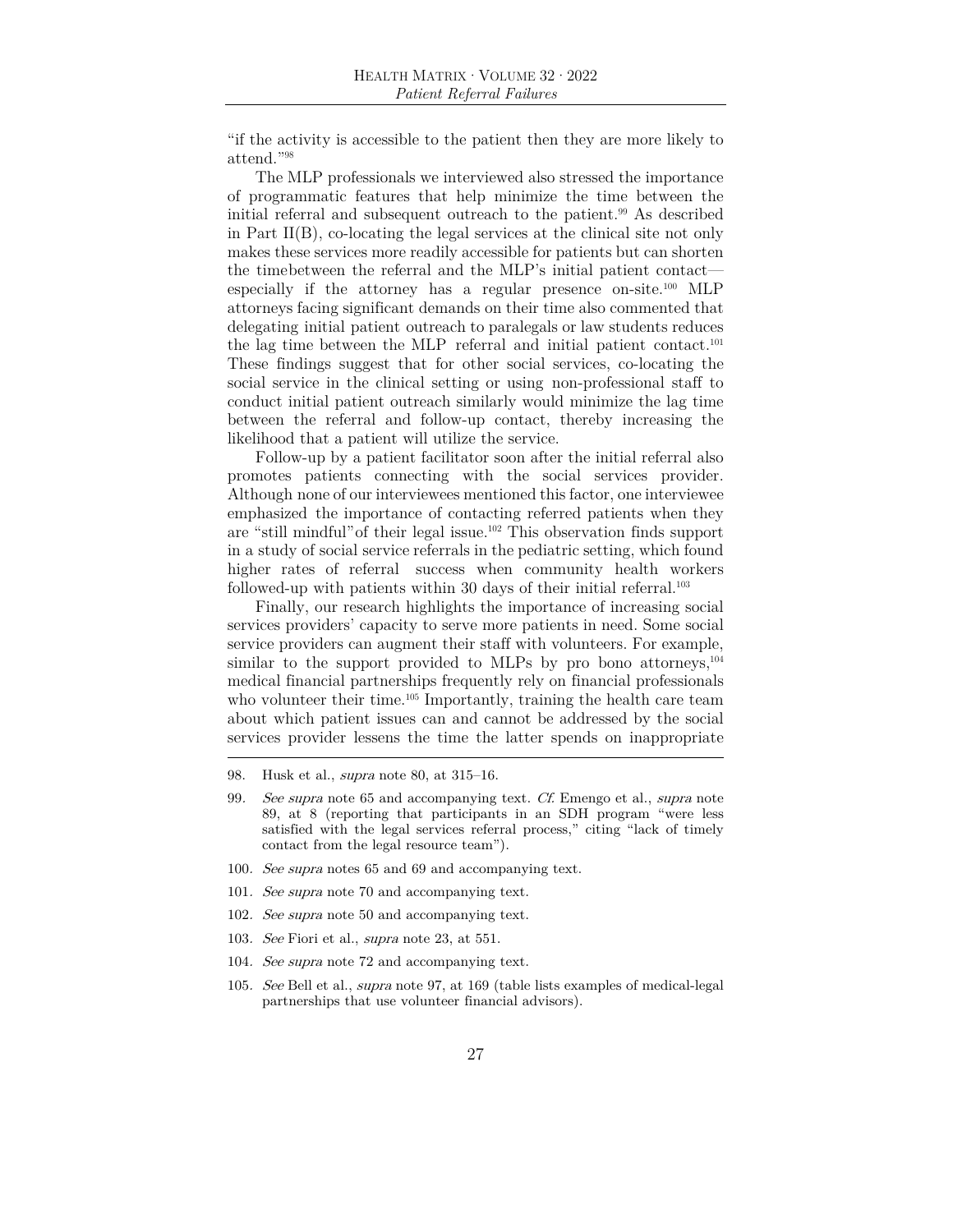"if the activity is accessible to the patient then they are more likely to attend."[98]

The MLP professionals we interviewed also stressed the importance of programmatic features that help minimize the time between the initial referral and subsequent outreach to the patient.[99] As described in Part II(B), co-locating the legal services at the clinical site not only makes these services more readily accessible for patients but can shorten the timebetween the referral and the MLP's initial patient contact—especially if the attorney has a regular presence on-site.[100] MLP attorneys facing significant demands on their time also commented that delegating initial patient outreach to paralegals or law students reduces the lag time between the MLP referral and initial patient contact.[101] These findings suggest that for other social services, co-locating the social service in the clinical setting or using non-professional staff to conduct initial patient outreach similarly would minimize the lag time between the referral and follow-up contact, thereby increasing the likelihood that a patient will utilize the service.

Follow-up by a patient facilitator soon after the initial referral also promotes patients connecting with the social services provider. Although none of our interviewees mentioned this factor, one interviewee emphasized the importance of contacting referred patients when they are "still mindful"of their legal issue.[102] This observation finds support in a study of social service referrals in the pediatric setting, which found higher rates of referral success when community health workers followed-up with patients within 30 days of their initial referral.[103]

Finally, our research highlights the importance of increasing social services providers' capacity to serve more patients in need. Some social service providers can augment their staff with volunteers. For example, similar to the support provided to MLPs by pro bono attorneys,[104] medical financial partnerships frequently rely on financial professionals who volunteer their time.[105] Importantly, training the health care team about which patient issues can and cannot be addressed by the social services provider lessens the time the latter spends on inappropriate

---

98. Husk et al., *supra* note 80, at 315–16.

99. *See supra* note 65 and accompanying text. *Cf.* Emengo et al., *supra* note 89, at 8 (reporting that participants in an SDH program "were less satisfied with the legal services referral process," citing "lack of timely contact from the legal resource team").

100. *See supra* notes 65 and 69 and accompanying text.

101. *See supra* note 70 and accompanying text.

102. *See supra* note 50 and accompanying text.

103. *See* Fiori et al., *supra* note 23, at 551.

104. *See supra* note 72 and accompanying text.

105. *See* Bell et al., *supra* note 97, at 169 (table lists examples of medical-legal partnerships that use volunteer financial advisors).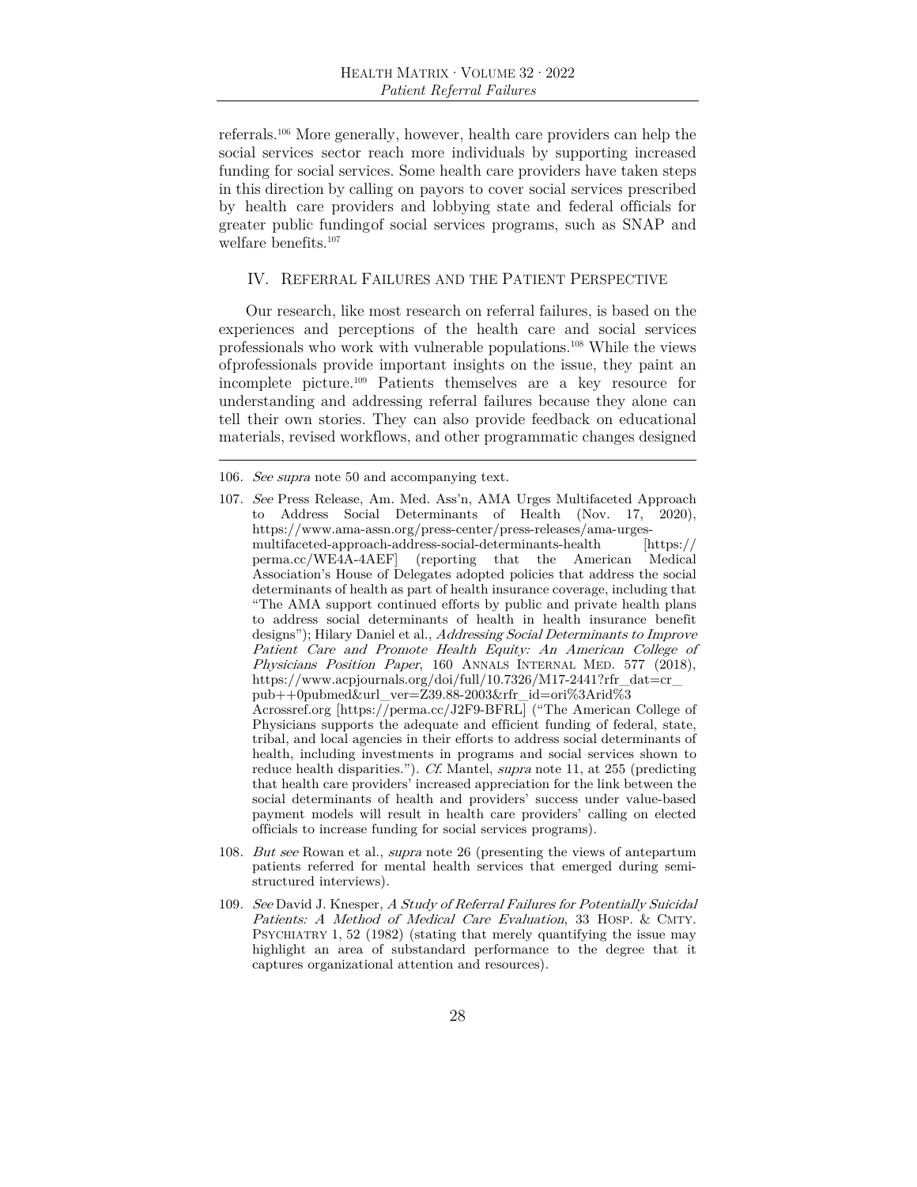referrals.[106] More generally, however, health care providers can help the social services sector reach more individuals by supporting increased funding for social services. Some health care providers have taken steps in this direction by calling on payors to cover social services prescribed by health care providers and lobbying state and federal officials for greater public funding of social services programs, such as SNAP and welfare benefits.[107]

## IV. Referral Failures and the Patient Perspective

Our research, like most research on referral failures, is based on the experiences and perceptions of the health care and social services professionals who work with vulnerable populations.[108] While the views of professionals provide important insights on the issue, they paint an incomplete picture.[109] Patients themselves are a key resource for understanding and addressing referral failures because they alone can tell their own stories. They can also provide feedback on educational materials, revised workflows, and other programmatic changes designed

---

106. *See supra* note 50 and accompanying text.

107. *See* Press Release, Am. Med. Ass'n, AMA Urges Multifaceted Approach to Address Social Determinants of Health (Nov. 17, 2020), https://www.ama-assn.org/press-center/press-releases/ama-urges-multifaceted-approach-address-social-determinants-health [https://perma.cc/WE4A-4AEF] (reporting that the American Medical Association's House of Delegates adopted policies that address the social determinants of health as part of health insurance coverage, including that "The AMA support continued efforts by public and private health plans to address social determinants of health in health insurance benefit designs"); Hilary Daniel et al., *Addressing Social Determinants to Improve Patient Care and Promote Health Equity: An American College of Physicians Position Paper*, 160 Annals Internal Med. 577 (2018), https://www.acpjournals.org/doi/full/10.7326/M17-2441?rfr_dat=cr_pub++0pubmed&url_ver=Z39.88-2003&rfr_id=ori%3Arid%3Acrossref.org [https://perma.cc/J2F9-BFRL] ("The American College of Physicians supports the adequate and efficient funding of federal, state, tribal, and local agencies in their efforts to address social determinants of health, including investments in programs and social services shown to reduce health disparities."). *Cf.* Mantel, *supra* note 11, at 255 (predicting that health care providers' increased appreciation for the link between the social determinants of health and providers' success under value-based payment models will result in health care providers' calling on elected officials to increase funding for social services programs).

108. *But see* Rowan et al., *supra* note 26 (presenting the views of antepartum patients referred for mental health services that emerged during semi-structured interviews).

109. *See* David J. Knesper, *A Study of Referral Failures for Potentially Suicidal Patients: A Method of Medical Care Evaluation*, 33 Hosp. & Cmty. Psychiatry 1, 52 (1982) (stating that merely quantifying the issue may highlight an area of substandard performance to the degree that it captures organizational attention and resources).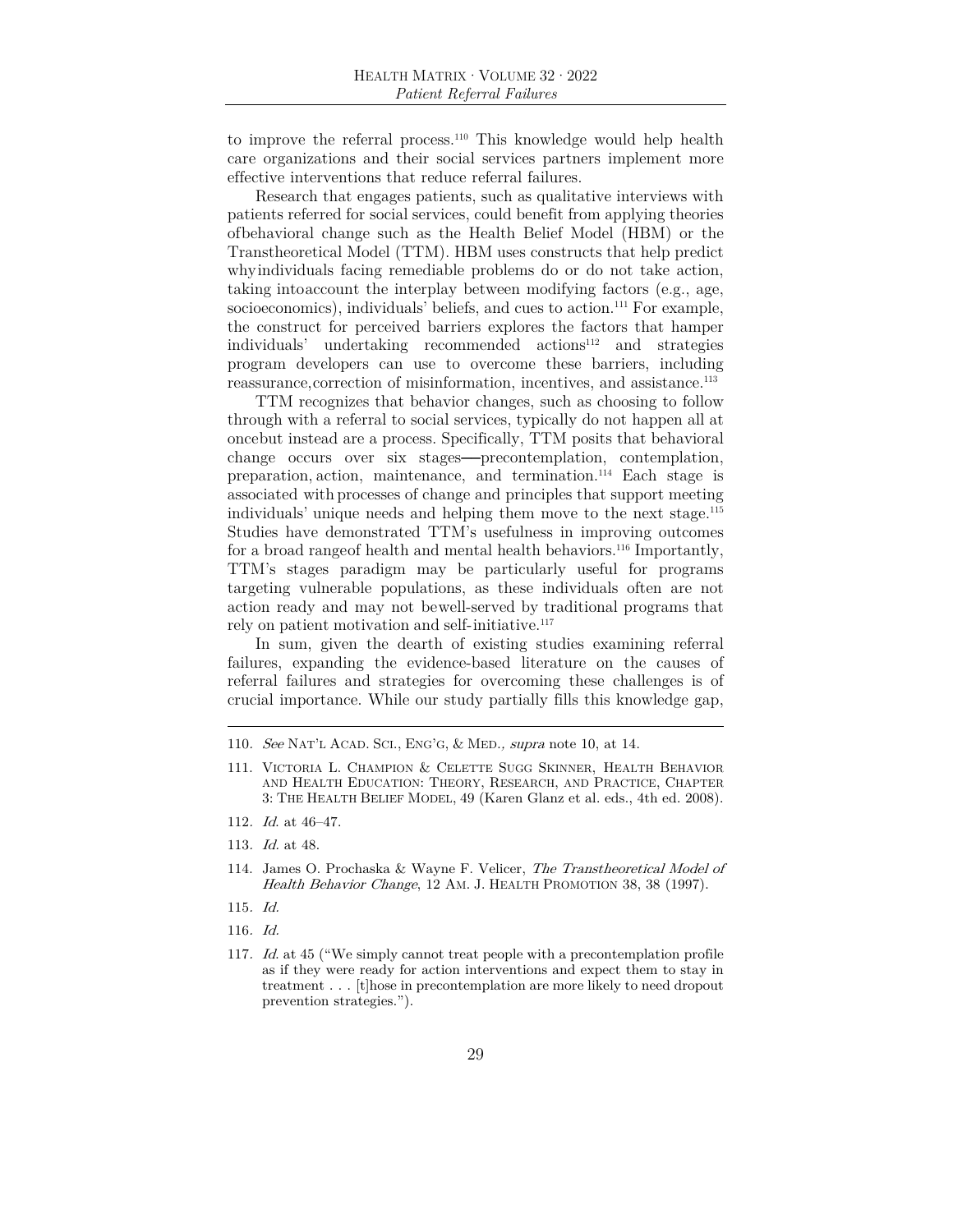to improve the referral process.[110] This knowledge would help health care organizations and their social services partners implement more effective interventions that reduce referral failures.

Research that engages patients, such as qualitative interviews with patients referred for social services, could benefit from applying theories ofbehavioral change such as the Health Belief Model (HBM) or the Transtheoretical Model (TTM). HBM uses constructs that help predict whyindividuals facing remediable problems do or do not take action, taking intoaccount the interplay between modifying factors (e.g., age, socioeconomics), individuals' beliefs, and cues to action.[111] For example, the construct for perceived barriers explores the factors that hamper individuals' undertaking recommended actions[112] and strategies program developers can use to overcome these barriers, including reassurance,correction of misinformation, incentives, and assistance.[113]

TTM recognizes that behavior changes, such as choosing to follow through with a referral to social services, typically do not happen all at oncebut instead are a process. Specifically, TTM posits that behavioral change occurs over six stages—precontemplation, contemplation, preparation, action, maintenance, and termination.[114] Each stage is associated with processes of change and principles that support meeting individuals' unique needs and helping them move to the next stage.[115] Studies have demonstrated TTM's usefulness in improving outcomes for a broad rangeof health and mental health behaviors.[116] Importantly, TTM's stages paradigm may be particularly useful for programs targeting vulnerable populations, as these individuals often are not action ready and may not bewell-served by traditional programs that rely on patient motivation and self-initiative.[117]

In sum, given the dearth of existing studies examining referral failures, expanding the evidence-based literature on the causes of referral failures and strategies for overcoming these challenges is of crucial importance. While our study partially fills this knowledge gap,

---

110. *See* NAT'L ACAD. SCI., ENG'G, & MED., *supra* note 10, at 14.

111. VICTORIA L. CHAMPION & CELETTE SUGG SKINNER, HEALTH BEHAVIOR AND HEALTH EDUCATION: THEORY, RESEARCH, AND PRACTICE, CHAPTER 3: THE HEALTH BELIEF MODEL, 49 (Karen Glanz et al. eds., 4th ed. 2008).

112. *Id.* at 46–47.

113. *Id.* at 48.

114. James O. Prochaska & Wayne F. Velicer, *The Transtheoretical Model of Health Behavior Change*, 12 AM. J. HEALTH PROMOTION 38, 38 (1997).

115. *Id.*

116. *Id.*

117. *Id.* at 45 ("We simply cannot treat people with a precontemplation profile as if they were ready for action interventions and expect them to stay in treatment . . . [t]hose in precontemplation are more likely to need dropout prevention strategies.").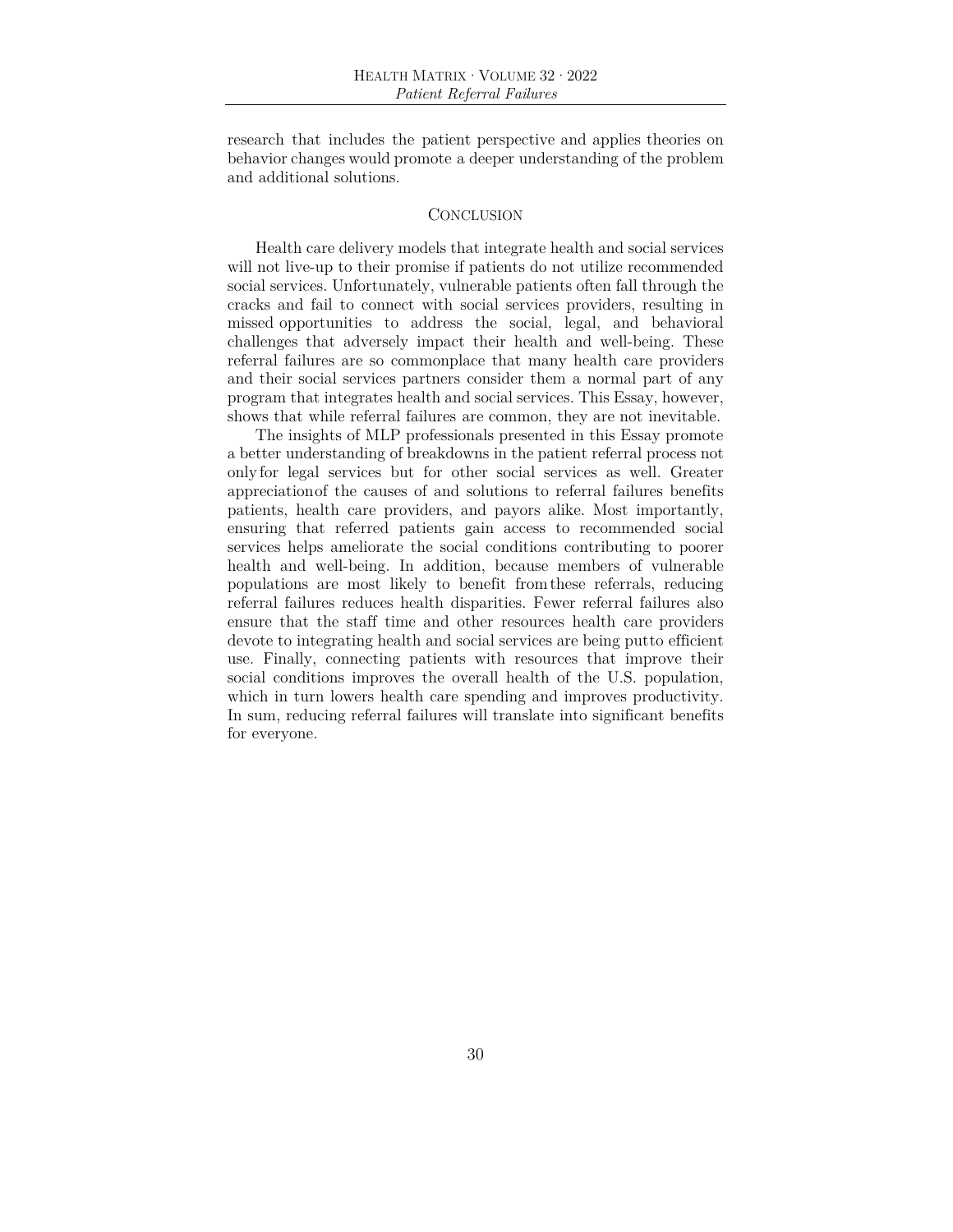research that includes the patient perspective and applies theories on behavior changes would promote a deeper understanding of the problem and additional solutions.

## Conclusion

Health care delivery models that integrate health and social services will not live-up to their promise if patients do not utilize recommended social services. Unfortunately, vulnerable patients often fall through the cracks and fail to connect with social services providers, resulting in missed opportunities to address the social, legal, and behavioral challenges that adversely impact their health and well-being. These referral failures are so commonplace that many health care providers and their social services partners consider them a normal part of any program that integrates health and social services. This Essay, however, shows that while referral failures are common, they are not inevitable.

The insights of MLP professionals presented in this Essay promote a better understanding of breakdowns in the patient referral process not only for legal services but for other social services as well. Greater appreciation of the causes of and solutions to referral failures benefits patients, health care providers, and payors alike. Most importantly, ensuring that referred patients gain access to recommended social services helps ameliorate the social conditions contributing to poorer health and well-being. In addition, because members of vulnerable populations are most likely to benefit from these referrals, reducing referral failures reduces health disparities. Fewer referral failures also ensure that the staff time and other resources health care providers devote to integrating health and social services are being put to efficient use. Finally, connecting patients with resources that improve their social conditions improves the overall health of the U.S. population, which in turn lowers health care spending and improves productivity. In sum, reducing referral failures will translate into significant benefits for everyone.